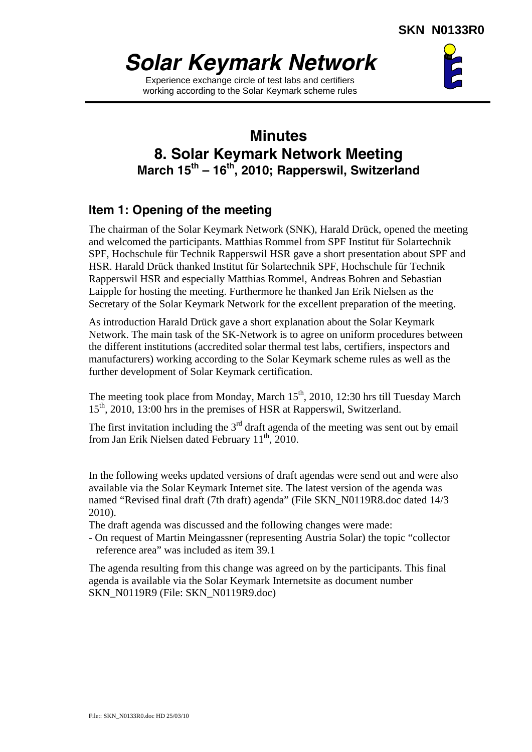SKN N0133R0

# *Solar Keymark Network*

Experience exchange circle of test labs and certifiers working according to the Solar Keymark scheme rules

# Minutes
# 8. Solar Keymark Network Meeting
## March 15th – 16th, 2010; Rapperswil, Switzerland

## Item 1: Opening of the meeting

The chairman of the Solar Keymark Network (SNK), Harald Drück, opened the meeting and welcomed the participants. Matthias Rommel from SPF Institut für Solartechnik SPF, Hochschule für Technik Rapperswil HSR gave a short presentation about SPF and HSR. Harald Drück thanked Institut für Solartechnik SPF, Hochschule für Technik Rapperswil HSR and especially Matthias Rommel, Andreas Bohren and Sebastian Laipple for hosting the meeting. Furthermore he thanked Jan Erik Nielsen as the Secretary of the Solar Keymark Network for the excellent preparation of the meeting.

As introduction Harald Drück gave a short explanation about the Solar Keymark Network. The main task of the SK-Network is to agree on uniform procedures between the different institutions (accredited solar thermal test labs, certifiers, inspectors and manufacturers) working according to the Solar Keymark scheme rules as well as the further development of Solar Keymark certification.

The meeting took place from Monday, March 15th, 2010, 12:30 hrs till Tuesday March 15th, 2010, 13:00 hrs in the premises of HSR at Rapperswil, Switzerland.

The first invitation including the 3rd draft agenda of the meeting was sent out by email from Jan Erik Nielsen dated February 11th, 2010.

In the following weeks updated versions of draft agendas were send out and were also available via the Solar Keymark Internet site. The latest version of the agenda was named "Revised final draft (7th draft) agenda" (File SKN_N0119R8.doc dated 14/3 2010).

The draft agenda was discussed and the following changes were made:

- On request of Martin Meingassner (representing Austria Solar) the topic "collector reference area" was included as item 39.1

The agenda resulting from this change was agreed on by the participants. This final agenda is available via the Solar Keymark Internetsite as document number SKN_N0119R9 (File: SKN_N0119R9.doc)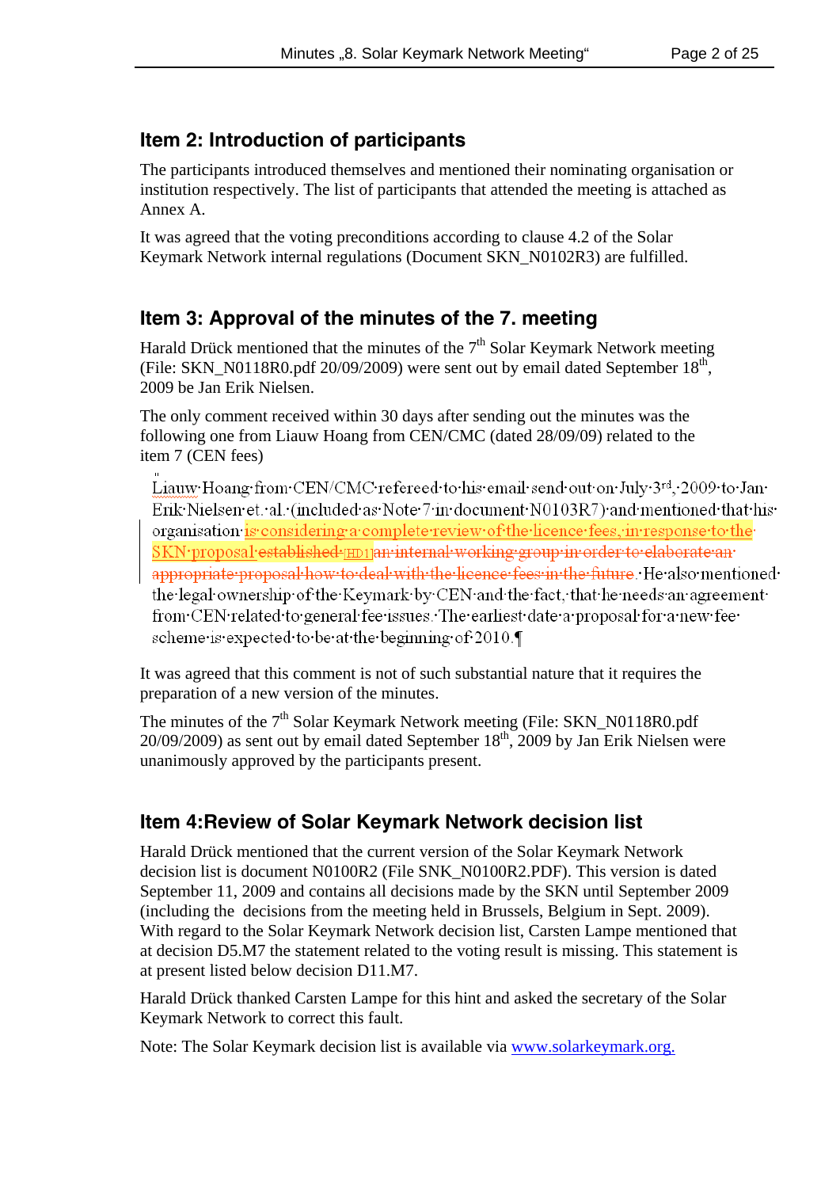## Item 2: Introduction of participants

The participants introduced themselves and mentioned their nominating organisation or institution respectively. The list of participants that attended the meeting is attached as Annex A.

It was agreed that the voting preconditions according to clause 4.2 of the Solar Keymark Network internal regulations (Document SKN_N0102R3) are fulfilled.

## Item 3: Approval of the minutes of the 7. meeting

Harald Drück mentioned that the minutes of the 7th Solar Keymark Network meeting (File: SKN_N0118R0.pdf 20/09/2009) were sent out by email dated September 18th, 2009 be Jan Erik Nielsen.

The only comment received within 30 days after sending out the minutes was the following one from Liauw Hoang from CEN/CMC (dated 28/09/09) related to the item 7 (CEN fees)

> Liauw Hoang from CEN/CMC refereed to his email send out on July 3rd, 2009 to Jan Erik Nielsen et. al. (included as Note 7 in document N0103R7) and mentioned that his organisation is considering a complete review of the licence fees, in response to the SKN proposal ~~established~~ [HD1] ~~an internal working group in order to elaborate an appropriate proposal how to deal with the licence fees in the future~~. He also mentioned the legal ownership of the Keymark by CEN and the fact, that he needs an agreement from CEN related to general fee issues. The earliest date a proposal for a new fee scheme is expected to be at the beginning of 2010.

It was agreed that this comment is not of such substantial nature that it requires the preparation of a new version of the minutes.

The minutes of the 7th Solar Keymark Network meeting (File: SKN_N0118R0.pdf 20/09/2009) as sent out by email dated September 18th, 2009 by Jan Erik Nielsen were unanimously approved by the participants present.

## Item 4:Review of Solar Keymark Network decision list

Harald Drück mentioned that the current version of the Solar Keymark Network decision list is document N0100R2 (File SNK_N0100R2.PDF). This version is dated September 11, 2009 and contains all decisions made by the SKN until September 2009 (including the decisions from the meeting held in Brussels, Belgium in Sept. 2009). With regard to the Solar Keymark Network decision list, Carsten Lampe mentioned that at decision D5.M7 the statement related to the voting result is missing. This statement is at present listed below decision D11.M7.

Harald Drück thanked Carsten Lampe for this hint and asked the secretary of the Solar Keymark Network to correct this fault.

Note: The Solar Keymark decision list is available via www.solarkeymark.org.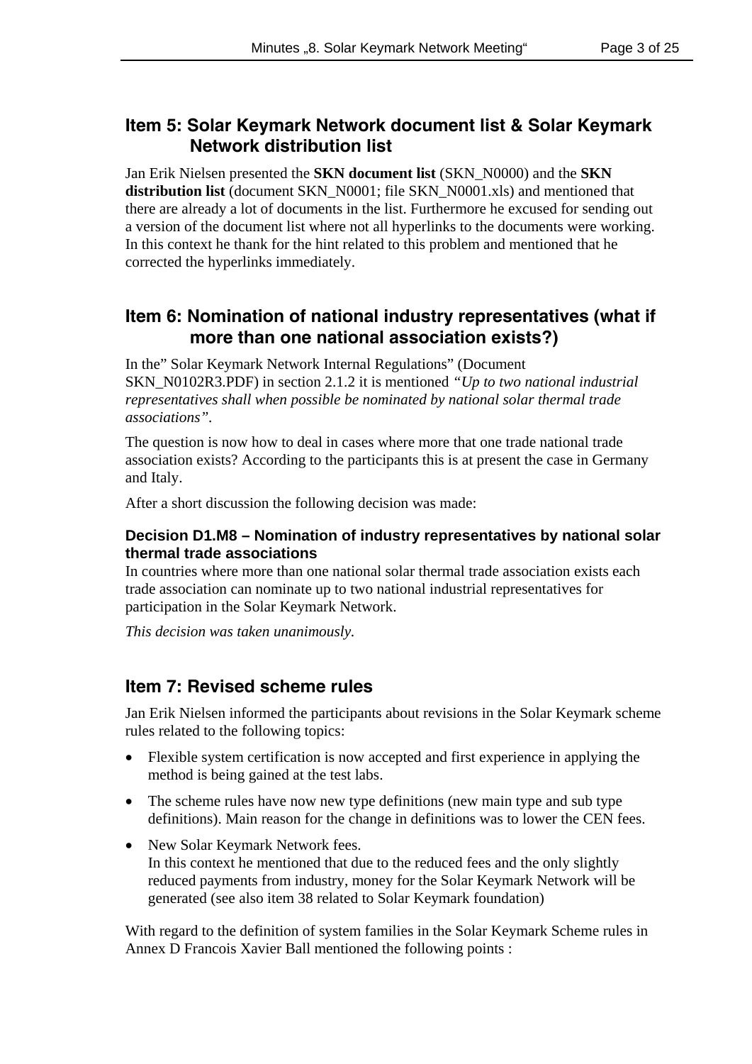## Item 5: Solar Keymark Network document list & Solar Keymark Network distribution list

Jan Erik Nielsen presented the **SKN document list** (SKN_N0000) and the **SKN distribution list** (document SKN_N0001; file SKN_N0001.xls) and mentioned that there are already a lot of documents in the list. Furthermore he excused for sending out a version of the document list where not all hyperlinks to the documents were working. In this context he thank for the hint related to this problem and mentioned that he corrected the hyperlinks immediately.

## Item 6: Nomination of national industry representatives (what if more than one national association exists?)

In the" Solar Keymark Network Internal Regulations" (Document SKN_N0102R3.PDF) in section 2.1.2 it is mentioned *"Up to two national industrial representatives shall when possible be nominated by national solar thermal trade associations"*.

The question is now how to deal in cases where more that one trade national trade association exists? According to the participants this is at present the case in Germany and Italy.

After a short discussion the following decision was made:

**Decision D1.M8 – Nomination of industry representatives by national solar thermal trade associations**

In countries where more than one national solar thermal trade association exists each trade association can nominate up to two national industrial representatives for participation in the Solar Keymark Network.

*This decision was taken unanimously.*

## Item 7: Revised scheme rules

Jan Erik Nielsen informed the participants about revisions in the Solar Keymark scheme rules related to the following topics:

- Flexible system certification is now accepted and first experience in applying the method is being gained at the test labs.
- The scheme rules have now new type definitions (new main type and sub type definitions). Main reason for the change in definitions was to lower the CEN fees.
- New Solar Keymark Network fees.
  In this context he mentioned that due to the reduced fees and the only slightly reduced payments from industry, money for the Solar Keymark Network will be generated (see also item 38 related to Solar Keymark foundation)

With regard to the definition of system families in the Solar Keymark Scheme rules in Annex D Francois Xavier Ball mentioned the following points :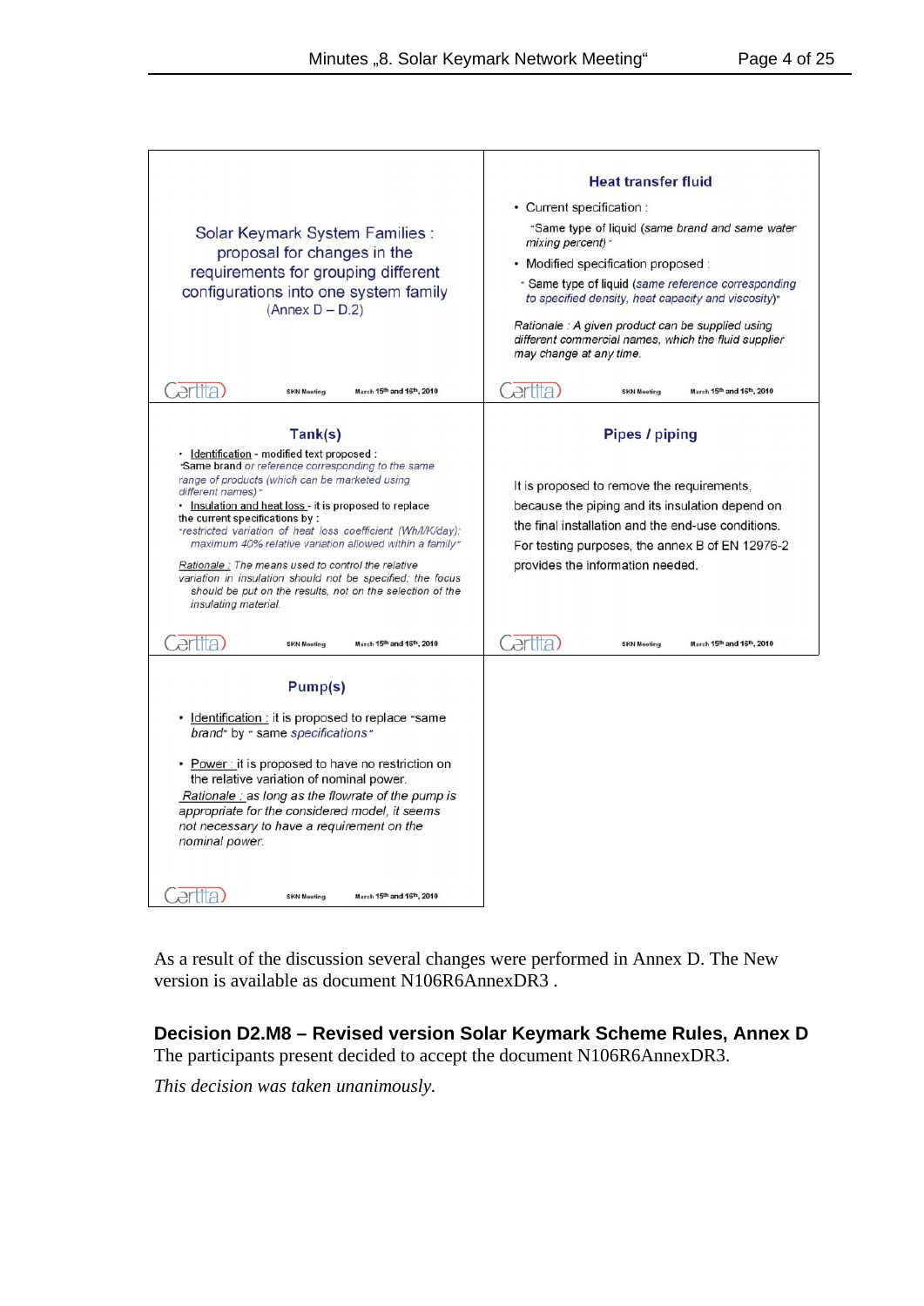**Solar Keymark System Families : proposal for changes in the requirements for grouping different configurations into one system family**
(Annex D – D.2)

Certita — SKN Meeting — March 15th and 16th, 2010

**Heat transfer fluid**

- Current specification :
  "Same type of liquid *(same brand and same water mixing percent)*"
- Modified specification proposed :
  " Same type of liquid (*same reference corresponding to specified density, heat capacity and viscosity*)"

*Rationale : A given product can be supplied using different commercial names, which the fluid supplier may change at any time.*

Certita — SKN Meeting — March 15th and 16th, 2010

**Tank(s)**

- Identification - modified text proposed :
  "Same brand *or reference corresponding to the same range of products (which can be marketed using different names)*"
- Insulation and heat loss - it is proposed to replace the current specifications by :
  *"restricted variation of heat loss coefficient (Wh/l/K/day): maximum 40% relative variation allowed within a family"*

*Rationale : The means used to control the relative variation in insulation should not be specified; the focus should be put on the results, not on the selection of the insulating material.*

Certita — SKN Meeting — March 15th and 16th, 2010

**Pipes / piping**

It is proposed to remove the requirements, because the piping and its insulation depend on the final installation and the end-use conditions. For testing purposes, the annex B of EN 12976-2 provides the information needed.

Certita — SKN Meeting — March 15th and 16th, 2010

**Pump(s)**

- Identification : it is proposed to replace "same *brand*" by " same *specifications*"
- Power : it is proposed to have no restriction on the relative variation of nominal power.

*Rationale : as long as the flowrate of the pump is appropriate for the considered model, it seems not necessary to have a requirement on the nominal power.*

Certita — SKN Meeting — March 15th and 16th, 2010

As a result of the discussion several changes were performed in Annex D. The New version is available as document N106R6AnnexDR3 .

**Decision D2.M8 – Revised version Solar Keymark Scheme Rules, Annex D**
The participants present decided to accept the document N106R6AnnexDR3.

*This decision was taken unanimously.*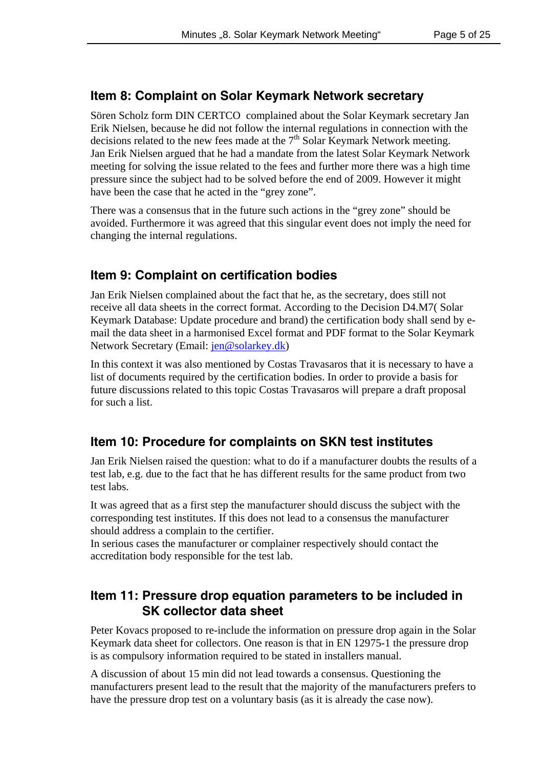## Item 8: Complaint on Solar Keymark Network secretary

Sören Scholz form DIN CERTCO  complained about the Solar Keymark secretary Jan Erik Nielsen, because he did not follow the internal regulations in connection with the decisions related to the new fees made at the 7th Solar Keymark Network meeting.
Jan Erik Nielsen argued that he had a mandate from the latest Solar Keymark Network meeting for solving the issue related to the fees and further more there was a high time pressure since the subject had to be solved before the end of 2009. However it might have been the case that he acted in the "grey zone".

There was a consensus that in the future such actions in the "grey zone" should be avoided. Furthermore it was agreed that this singular event does not imply the need for changing the internal regulations.

## Item 9: Complaint on certification bodies

Jan Erik Nielsen complained about the fact that he, as the secretary, does still not receive all data sheets in the correct format. According to the Decision D4.M7( Solar Keymark Database: Update procedure and brand) the certification body shall send by e-mail the data sheet in a harmonised Excel format and PDF format to the Solar Keymark Network Secretary (Email: jen@solarkey.dk)

In this context it was also mentioned by Costas Travasaros that it is necessary to have a list of documents required by the certification bodies. In order to provide a basis for future discussions related to this topic Costas Travasaros will prepare a draft proposal for such a list.

## Item 10: Procedure for complaints on SKN test institutes

Jan Erik Nielsen raised the question: what to do if a manufacturer doubts the results of a test lab, e.g. due to the fact that he has different results for the same product from two test labs.

It was agreed that as a first step the manufacturer should discuss the subject with the corresponding test institutes. If this does not lead to a consensus the manufacturer should address a complain to the certifier.
In serious cases the manufacturer or complainer respectively should contact the accreditation body responsible for the test lab.

## Item 11: Pressure drop equation parameters to be included in SK collector data sheet

Peter Kovacs proposed to re-include the information on pressure drop again in the Solar Keymark data sheet for collectors. One reason is that in EN 12975-1 the pressure drop is as compulsory information required to be stated in installers manual.

A discussion of about 15 min did not lead towards a consensus. Questioning the manufacturers present lead to the result that the majority of the manufacturers prefers to have the pressure drop test on a voluntary basis (as it is already the case now).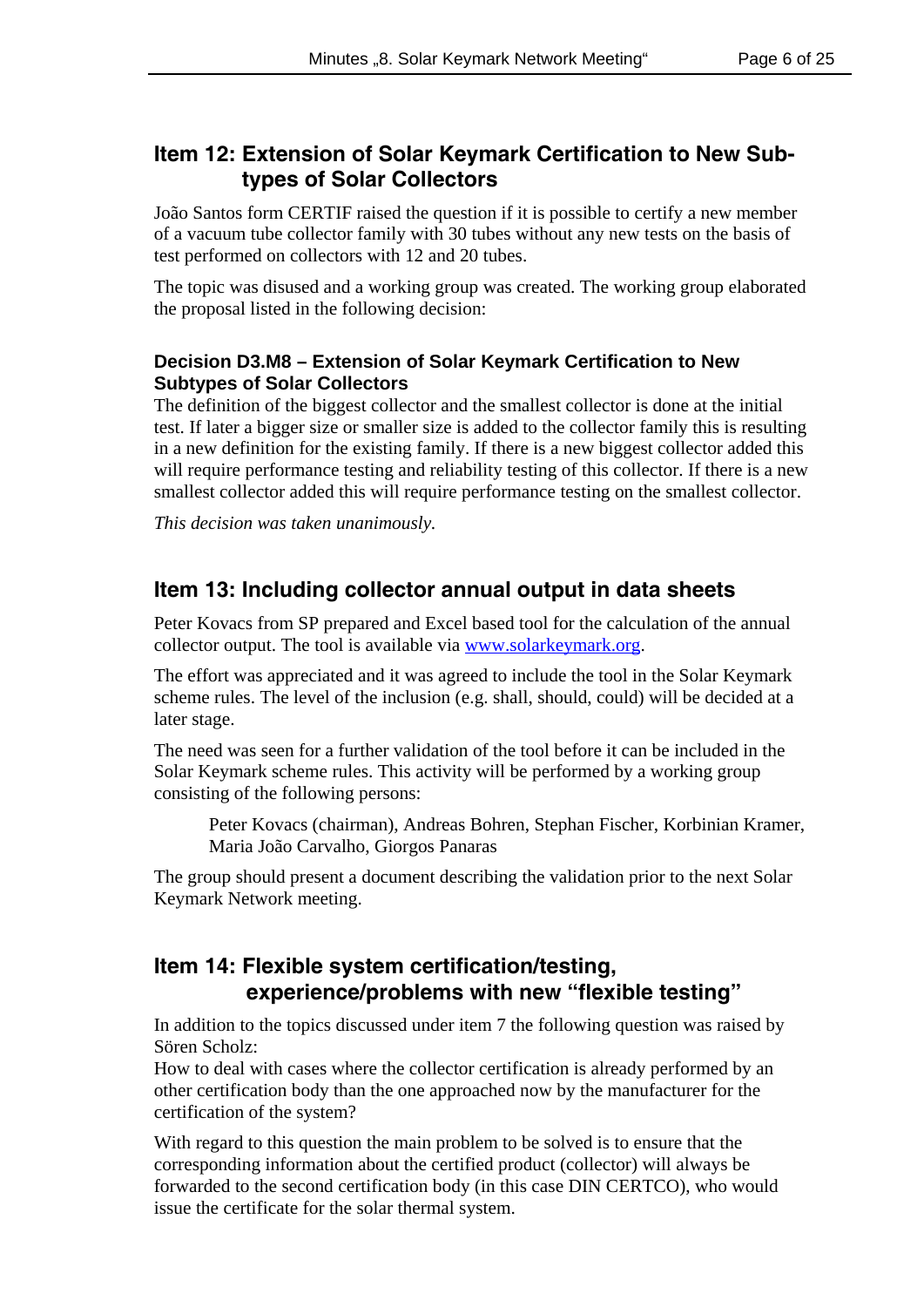## Item 12: Extension of Solar Keymark Certification to New Sub-types of Solar Collectors

João Santos form CERTIF raised the question if it is possible to certify a new member of a vacuum tube collector family with 30 tubes without any new tests on the basis of test performed on collectors with 12 and 20 tubes.

The topic was disused and a working group was created. The working group elaborated the proposal listed in the following decision:

### Decision D3.M8 – Extension of Solar Keymark Certification to New Subtypes of Solar Collectors

The definition of the biggest collector and the smallest collector is done at the initial test. If later a bigger size or smaller size is added to the collector family this is resulting in a new definition for the existing family. If there is a new biggest collector added this will require performance testing and reliability testing of this collector. If there is a new smallest collector added this will require performance testing on the smallest collector.

*This decision was taken unanimously.*

## Item 13: Including collector annual output in data sheets

Peter Kovacs from SP prepared and Excel based tool for the calculation of the annual collector output. The tool is available via [www.solarkeymark.org](www.solarkeymark.org).

The effort was appreciated and it was agreed to include the tool in the Solar Keymark scheme rules. The level of the inclusion (e.g. shall, should, could) will be decided at a later stage.

The need was seen for a further validation of the tool before it can be included in the Solar Keymark scheme rules. This activity will be performed by a working group consisting of the following persons:

> Peter Kovacs (chairman), Andreas Bohren, Stephan Fischer, Korbinian Kramer, Maria João Carvalho, Giorgos Panaras

The group should present a document describing the validation prior to the next Solar Keymark Network meeting.

## Item 14: Flexible system certification/testing, experience/problems with new “flexible testing”

In addition to the topics discussed under item 7 the following question was raised by Sören Scholz:
How to deal with cases where the collector certification is already performed by an other certification body than the one approached now by the manufacturer for the certification of the system?

With regard to this question the main problem to be solved is to ensure that the corresponding information about the certified product (collector) will always be forwarded to the second certification body (in this case DIN CERTCO), who would issue the certificate for the solar thermal system.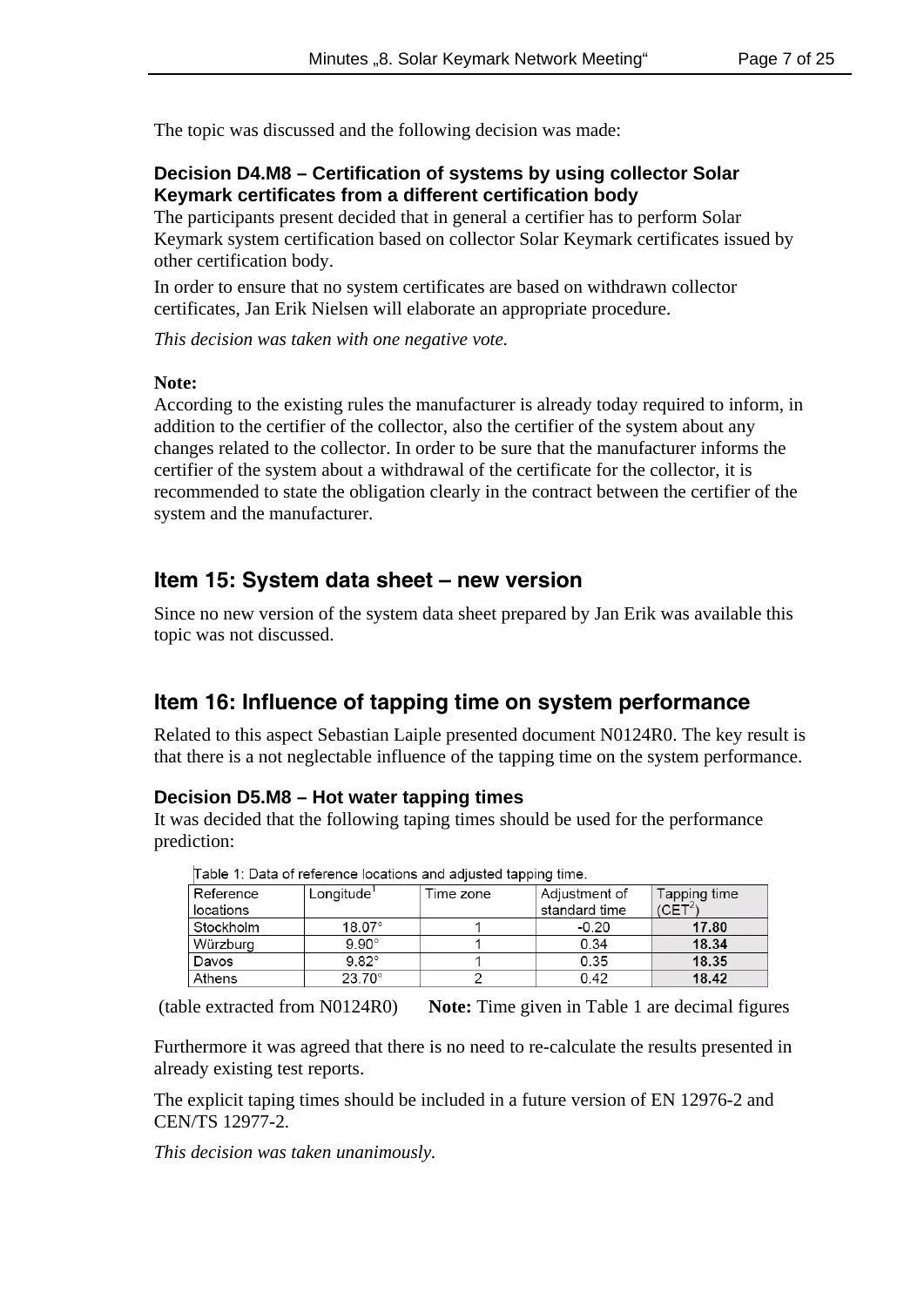The topic was discussed and the following decision was made:

### Decision D4.M8 – Certification of systems by using collector Solar Keymark certificates from a different certification body

The participants present decided that in general a certifier has to perform Solar Keymark system certification based on collector Solar Keymark certificates issued by other certification body.

In order to ensure that no system certificates are based on withdrawn collector certificates, Jan Erik Nielsen will elaborate an appropriate procedure.

*This decision was taken with one negative vote.*

**Note:**
According to the existing rules the manufacturer is already today required to inform, in addition to the certifier of the collector, also the certifier of the system about any changes related to the collector. In order to be sure that the manufacturer informs the certifier of the system about a withdrawal of the certificate for the collector, it is recommended to state the obligation clearly in the contract between the certifier of the system and the manufacturer.

## Item 15: System data sheet – new version

Since no new version of the system data sheet prepared by Jan Erik was available this topic was not discussed.

## Item 16: Influence of tapping time on system performance

Related to this aspect Sebastian Laiple presented document N0124R0. The key result is that there is a not neglectable influence of the tapping time on the system performance.

### Decision D5.M8 – Hot water tapping times

It was decided that the following taping times should be used for the performance prediction:

Table 1: Data of reference locations and adjusted tapping time.

| Reference locations | Longitude[1] | Time zone | Adjustment of standard time | Tapping time (CET[2]) |
|---|---|---|---|---|
| Stockholm | 18.07° | 1 | -0.20 | **17.80** |
| Würzburg | 9.90° | 1 | 0.34 | **18.34** |
| Davos | 9.82° | 1 | 0.35 | **18.35** |
| Athens | 23.70° | 2 | 0.42 | **18.42** |

(table extracted from N0124R0) **Note:** Time given in Table 1 are decimal figures

Furthermore it was agreed that there is no need to re-calculate the results presented in already existing test reports.

The explicit taping times should be included in a future version of EN 12976-2 and CEN/TS 12977-2.

*This decision was taken unanimously.*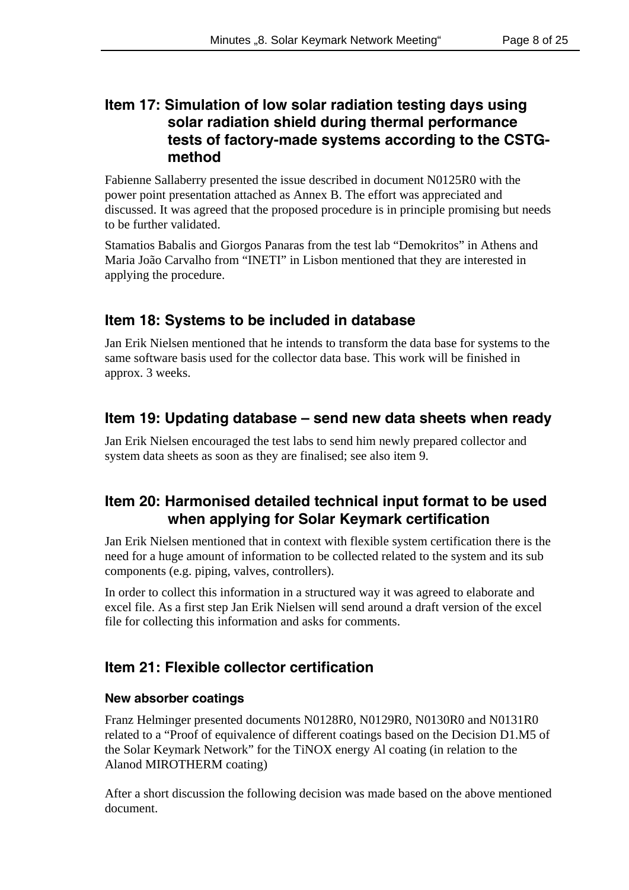## Item 17: Simulation of low solar radiation testing days using solar radiation shield during thermal performance tests of factory-made systems according to the CSTG-method

Fabienne Sallaberry presented the issue described in document N0125R0 with the power point presentation attached as Annex B. The effort was appreciated and discussed. It was agreed that the proposed procedure is in principle promising but needs to be further validated.

Stamatios Babalis and Giorgos Panaras from the test lab "Demokritos" in Athens and Maria João Carvalho from "INETI" in Lisbon mentioned that they are interested in applying the procedure.

## Item 18: Systems to be included in database

Jan Erik Nielsen mentioned that he intends to transform the data base for systems to the same software basis used for the collector data base. This work will be finished in approx. 3 weeks.

## Item 19: Updating database – send new data sheets when ready

Jan Erik Nielsen encouraged the test labs to send him newly prepared collector and system data sheets as soon as they are finalised; see also item 9.

## Item 20: Harmonised detailed technical input format to be used when applying for Solar Keymark certification

Jan Erik Nielsen mentioned that in context with flexible system certification there is the need for a huge amount of information to be collected related to the system and its sub components (e.g. piping, valves, controllers).

In order to collect this information in a structured way it was agreed to elaborate and excel file. As a first step Jan Erik Nielsen will send around a draft version of the excel file for collecting this information and asks for comments.

## Item 21: Flexible collector certification

### New absorber coatings

Franz Helminger presented documents N0128R0, N0129R0, N0130R0 and N0131R0 related to a "Proof of equivalence of different coatings based on the Decision D1.M5 of the Solar Keymark Network" for the TiNOX energy Al coating (in relation to the Alanod MIROTHERM coating)

After a short discussion the following decision was made based on the above mentioned document.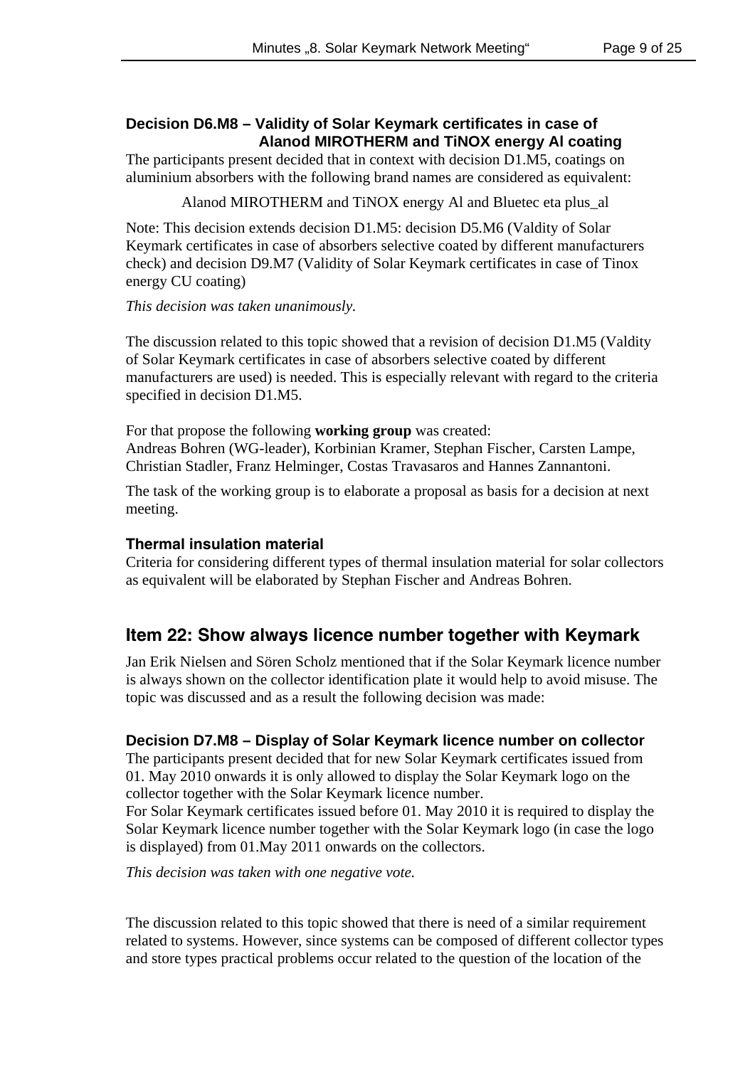### Decision D6.M8 – Validity of Solar Keymark certificates in case of Alanod MIROTHERM and TiNOX energy Al coating

The participants present decided that in context with decision D1.M5, coatings on aluminium absorbers with the following brand names are considered as equivalent:

Alanod MIROTHERM and TiNOX energy Al and Bluetec eta plus_al

Note: This decision extends decision D1.M5: decision D5.M6 (Valdity of Solar Keymark certificates in case of absorbers selective coated by different manufacturers check) and decision D9.M7 (Validity of Solar Keymark certificates in case of Tinox energy CU coating)

*This decision was taken unanimously.*

The discussion related to this topic showed that a revision of decision D1.M5 (Valdity of Solar Keymark certificates in case of absorbers selective coated by different manufacturers are used) is needed. This is especially relevant with regard to the criteria specified in decision D1.M5.

For that propose the following **working group** was created:
Andreas Bohren (WG-leader), Korbinian Kramer, Stephan Fischer, Carsten Lampe, Christian Stadler, Franz Helminger, Costas Travasaros and Hannes Zannantoni.

The task of the working group is to elaborate a proposal as basis for a decision at next meeting.

### Thermal insulation material

Criteria for considering different types of thermal insulation material for solar collectors as equivalent will be elaborated by Stephan Fischer and Andreas Bohren.

## Item 22: Show always licence number together with Keymark

Jan Erik Nielsen and Sören Scholz mentioned that if the Solar Keymark licence number is always shown on the collector identification plate it would help to avoid misuse. The topic was discussed and as a result the following decision was made:

### Decision D7.M8 – Display of Solar Keymark licence number on collector

The participants present decided that for new Solar Keymark certificates issued from 01. May 2010 onwards it is only allowed to display the Solar Keymark logo on the collector together with the Solar Keymark licence number.
For Solar Keymark certificates issued before 01. May 2010 it is required to display the Solar Keymark licence number together with the Solar Keymark logo (in case the logo is displayed) from 01.May 2011 onwards on the collectors.

*This decision was taken with one negative vote.*

The discussion related to this topic showed that there is need of a similar requirement related to systems. However, since systems can be composed of different collector types and store types practical problems occur related to the question of the location of the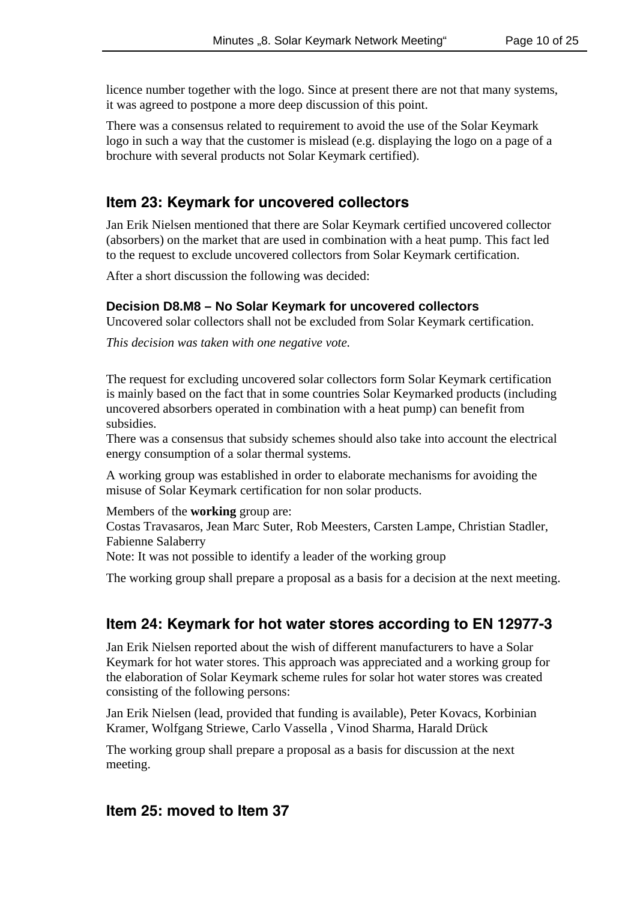licence number together with the logo. Since at present there are not that many systems, it was agreed to postpone a more deep discussion of this point.

There was a consensus related to requirement to avoid the use of the Solar Keymark logo in such a way that the customer is mislead (e.g. displaying the logo on a page of a brochure with several products not Solar Keymark certified).

## Item 23: Keymark for uncovered collectors

Jan Erik Nielsen mentioned that there are Solar Keymark certified uncovered collector (absorbers) on the market that are used in combination with a heat pump. This fact led to the request to exclude uncovered collectors from Solar Keymark certification.

After a short discussion the following was decided:

### Decision D8.M8 – No Solar Keymark for uncovered collectors

Uncovered solar collectors shall not be excluded from Solar Keymark certification.

*This decision was taken with one negative vote.*

The request for excluding uncovered solar collectors form Solar Keymark certification is mainly based on the fact that in some countries Solar Keymarked products (including uncovered absorbers operated in combination with a heat pump) can benefit from subsidies.
There was a consensus that subsidy schemes should also take into account the electrical energy consumption of a solar thermal systems.

A working group was established in order to elaborate mechanisms for avoiding the misuse of Solar Keymark certification for non solar products.

Members of the **working** group are:
Costas Travasaros, Jean Marc Suter, Rob Meesters, Carsten Lampe, Christian Stadler, Fabienne Salaberry
Note: It was not possible to identify a leader of the working group

The working group shall prepare a proposal as a basis for a decision at the next meeting.

## Item 24: Keymark for hot water stores according to EN 12977-3

Jan Erik Nielsen reported about the wish of different manufacturers to have a Solar Keymark for hot water stores. This approach was appreciated and a working group for the elaboration of Solar Keymark scheme rules for solar hot water stores was created consisting of the following persons:

Jan Erik Nielsen (lead, provided that funding is available), Peter Kovacs, Korbinian Kramer, Wolfgang Striewe, Carlo Vassella , Vinod Sharma, Harald Drück

The working group shall prepare a proposal as a basis for discussion at the next meeting.

## Item 25: moved to Item 37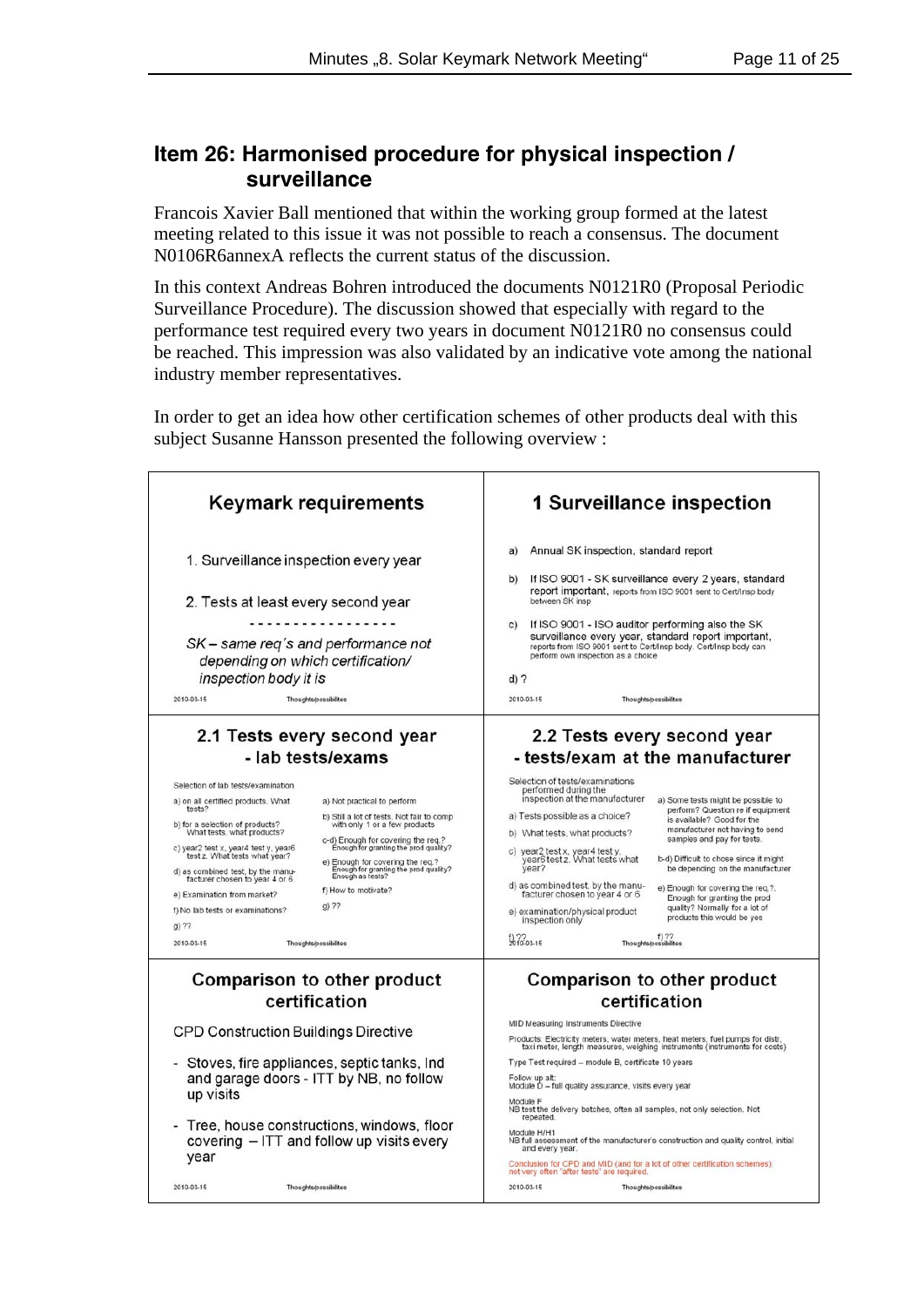## Item 26: Harmonised procedure for physical inspection / surveillance

Francois Xavier Ball mentioned that within the working group formed at the latest meeting related to this issue it was not possible to reach a consensus. The document N0106R6annexA reflects the current status of the discussion.

In this context Andreas Bohren introduced the documents N0121R0 (Proposal Periodic Surveillance Procedure). The discussion showed that especially with regard to the performance test required every two years in document N0121R0 no consensus could be reached. This impression was also validated by an indicative vote among the national industry member representatives.

In order to get an idea how other certification schemes of other products deal with this subject Susanne Hansson presented the following overview :

### Keymark requirements

1. Surveillance inspection every year
2. Tests at least every second year

- - - - - - - - - - - - - - - - -

*SK – same req´s and performance not depending on which certification/ inspection body it is*

2010-03-15 Thoughts/possibilites

### 1 Surveillance inspection

a) Annual SK inspection, standard report

b) If ISO 9001 - SK surveillance every 2 years, standard report important, reports from ISO 9001 sent to Cert/insp body between SK insp

c) If ISO 9001 - ISO auditor performing also the SK surveillance every year, standard report important, reports from ISO 9001 sent to Cert/Insp body. Cert/Insp body can perform own inspection as a choice

d) ?

2010-03-15 Thoughts/possibilites

### 2.1 Tests every second year - lab tests/exams

Selection of lab tests/examination

a) on all certified products. What tests?

b) for a selection of products? What tests, what products?

c) year2 test x, year4 test y, year6 test z. What tests what year?

d) as combined test, by the manufacturer chosen to year 4 or 6

e) Examination from market?

f) No lab tests or examinations?

g) ??

a) Not practical to perform

b) Still a lot of tests. Not fair to comp with only 1 or a few products

c-d) Enough for covering the req.? Enough for granting the prod quality?

e) Enough for covering the req.? Enough for granting the prod quality? Enough as tests?

f) How to motivate?

g) ??

2010-03-15 Thoughts/possibilites

### 2.2 Tests every second year - tests/exam at the manufacturer

Selection of tests/examinations performed during the inspection at the manufacturer

a) Tests possible as a choice?

b) What tests, what products?

c) year2 test x, year4 test y, year6 test z. What tests what year?

d) as combined test, by the manufacturer chosen to year 4 or 6

e) examination/physical product inspection only

f) ??

a) Some tests might be possible to perform? Question re if equipment is available? Good for the manufacturer not having to send samples and pay for tests.

b-d) Difficult to chose since it might be depending on the manufacturer

e) Enough for covering the req.?, Enough for granting the prod quality? Normally for a lot of products this would be yes

f) ??

2010-03-15 Thoughts/possibilites

### Comparison to other product certification

CPD Construction Buildings Directive

- Stoves, fire appliances, septic tanks, Ind and garage doors - ITT by NB, no follow up visits
- Tree, house constructions, windows, floor covering – ITT and follow up visits every year

2010-03-15 Thoughts/possibilites

### Comparison to other product certification

MID Measuring Instruments Directive

Products: Electricity meters, water meters, heat meters, fuel pumps for distr, taxi meter, length measures, weighing instruments (instruments for costs)

Type Test required – module B, certificate 10 years

Follow up alt:
Module D – full quality assurance, visits every year

Module F
NB test the delivery batches, often all samples, not only selection. Not repeated.

Module H/H1
NB full assessment of the manufacturer's construction and quality control, initial and every year.

Conclusion for CPD and MID (and for a lot of other certification schemes): not very often "after tests" are required.

2010-03-15 Thoughts/possibilites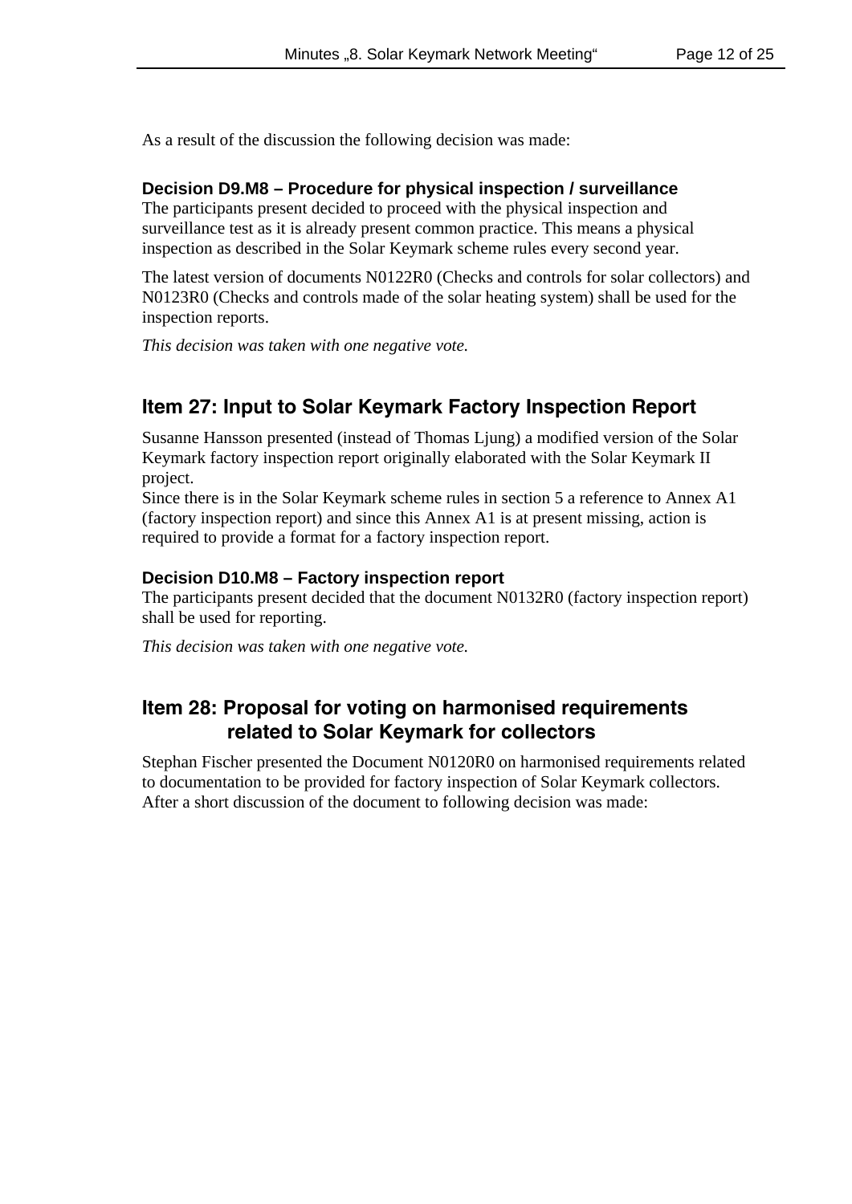As a result of the discussion the following decision was made:

### Decision D9.M8 – Procedure for physical inspection / surveillance

The participants present decided to proceed with the physical inspection and surveillance test as it is already present common practice. This means a physical inspection as described in the Solar Keymark scheme rules every second year.

The latest version of documents N0122R0 (Checks and controls for solar collectors) and N0123R0 (Checks and controls made of the solar heating system) shall be used for the inspection reports.

*This decision was taken with one negative vote.*

## Item 27: Input to Solar Keymark Factory Inspection Report

Susanne Hansson presented (instead of Thomas Ljung) a modified version of the Solar Keymark factory inspection report originally elaborated with the Solar Keymark II project.
Since there is in the Solar Keymark scheme rules in section 5 a reference to Annex A1 (factory inspection report) and since this Annex A1 is at present missing, action is required to provide a format for a factory inspection report.

### Decision D10.M8 – Factory inspection report

The participants present decided that the document N0132R0 (factory inspection report) shall be used for reporting.

*This decision was taken with one negative vote.*

## Item 28: Proposal for voting on harmonised requirements related to Solar Keymark for collectors

Stephan Fischer presented the Document N0120R0 on harmonised requirements related to documentation to be provided for factory inspection of Solar Keymark collectors.
After a short discussion of the document to following decision was made: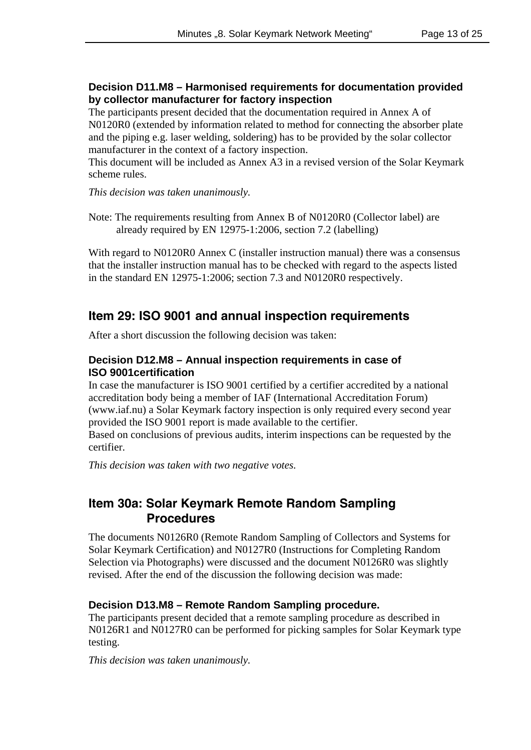### Decision D11.M8 – Harmonised requirements for documentation provided by collector manufacturer for factory inspection

The participants present decided that the documentation required in Annex A of N0120R0 (extended by information related to method for connecting the absorber plate and the piping e.g. laser welding, soldering) has to be provided by the solar collector manufacturer in the context of a factory inspection.
This document will be included as Annex A3 in a revised version of the Solar Keymark scheme rules.

*This decision was taken unanimously.*

Note: The requirements resulting from Annex B of N0120R0 (Collector label) are already required by EN 12975-1:2006, section 7.2 (labelling)

With regard to N0120R0 Annex C (installer instruction manual) there was a consensus that the installer instruction manual has to be checked with regard to the aspects listed in the standard EN 12975-1:2006; section 7.3 and N0120R0 respectively.

## Item 29: ISO 9001 and annual inspection requirements

After a short discussion the following decision was taken:

### Decision D12.M8 – Annual inspection requirements in case of ISO 9001certification

In case the manufacturer is ISO 9001 certified by a certifier accredited by a national accreditation body being a member of IAF (International Accreditation Forum) (www.iaf.nu) a Solar Keymark factory inspection is only required every second year provided the ISO 9001 report is made available to the certifier.
Based on conclusions of previous audits, interim inspections can be requested by the certifier.

*This decision was taken with two negative votes.*

## Item 30a: Solar Keymark Remote Random Sampling Procedures

The documents N0126R0 (Remote Random Sampling of Collectors and Systems for Solar Keymark Certification) and N0127R0 (Instructions for Completing Random Selection via Photographs) were discussed and the document N0126R0 was slightly revised. After the end of the discussion the following decision was made:

### Decision D13.M8 – Remote Random Sampling procedure.

The participants present decided that a remote sampling procedure as described in N0126R1 and N0127R0 can be performed for picking samples for Solar Keymark type testing.

*This decision was taken unanimously.*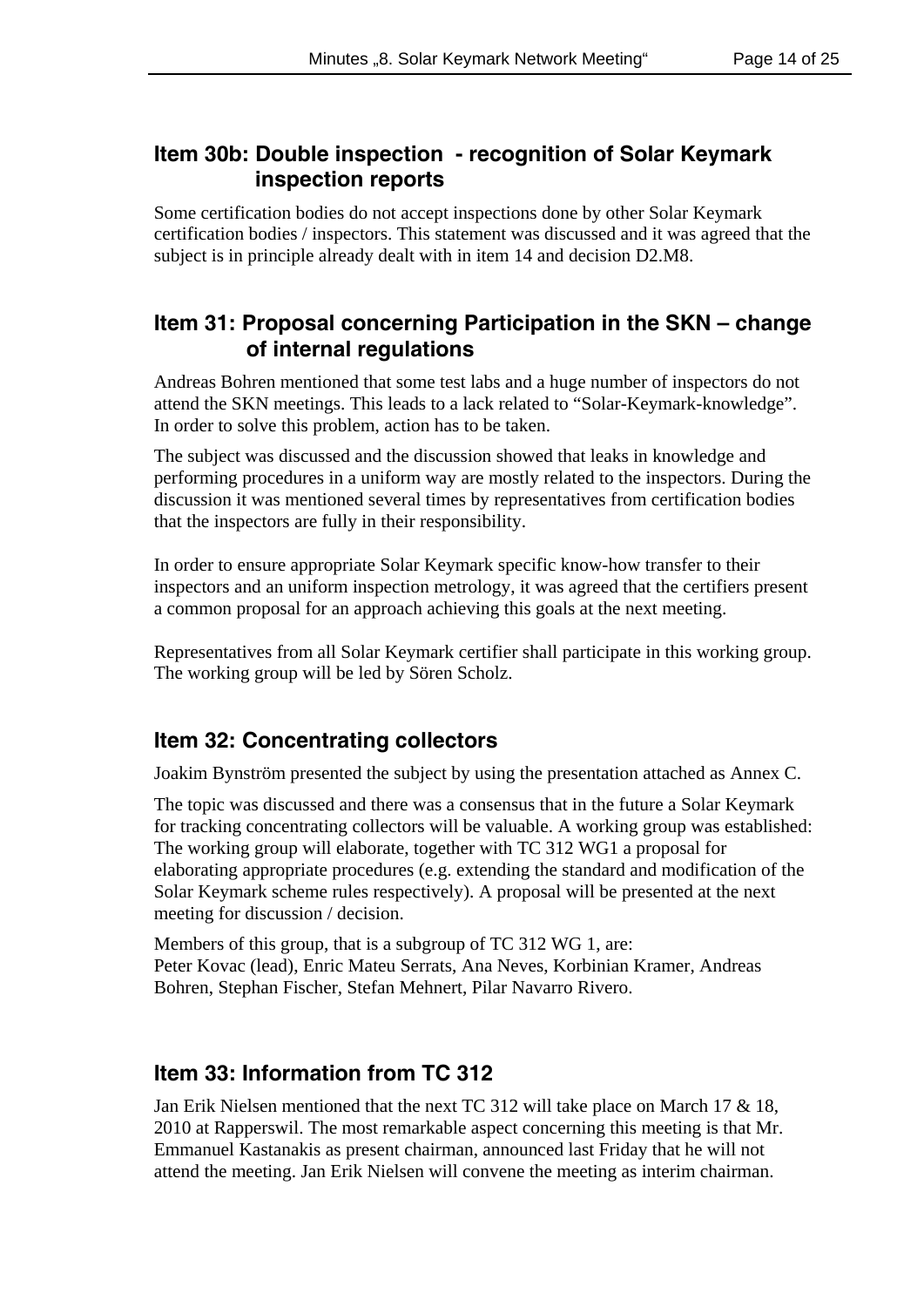## Item 30b: Double inspection - recognition of Solar Keymark inspection reports

Some certification bodies do not accept inspections done by other Solar Keymark certification bodies / inspectors. This statement was discussed and it was agreed that the subject is in principle already dealt with in item 14 and decision D2.M8.

## Item 31: Proposal concerning Participation in the SKN – change of internal regulations

Andreas Bohren mentioned that some test labs and a huge number of inspectors do not attend the SKN meetings. This leads to a lack related to "Solar-Keymark-knowledge". In order to solve this problem, action has to be taken.

The subject was discussed and the discussion showed that leaks in knowledge and performing procedures in a uniform way are mostly related to the inspectors. During the discussion it was mentioned several times by representatives from certification bodies that the inspectors are fully in their responsibility.

In order to ensure appropriate Solar Keymark specific know-how transfer to their inspectors and an uniform inspection metrology, it was agreed that the certifiers present a common proposal for an approach achieving this goals at the next meeting.

Representatives from all Solar Keymark certifier shall participate in this working group. The working group will be led by Sören Scholz.

## Item 32: Concentrating collectors

Joakim Byström presented the subject by using the presentation attached as Annex C.

The topic was discussed and there was a consensus that in the future a Solar Keymark for tracking concentrating collectors will be valuable. A working group was established: The working group will elaborate, together with TC 312 WG1 a proposal for elaborating appropriate procedures (e.g. extending the standard and modification of the Solar Keymark scheme rules respectively). A proposal will be presented at the next meeting for discussion / decision.

Members of this group, that is a subgroup of TC 312 WG 1, are:
Peter Kovac (lead), Enric Mateu Serrats, Ana Neves, Korbinian Kramer, Andreas Bohren, Stephan Fischer, Stefan Mehnert, Pilar Navarro Rivero.

## Item 33: Information from TC 312

Jan Erik Nielsen mentioned that the next TC 312 will take place on March 17 & 18, 2010 at Rapperswil. The most remarkable aspect concerning this meeting is that Mr. Emmanuel Kastanakis as present chairman, announced last Friday that he will not attend the meeting. Jan Erik Nielsen will convene the meeting as interim chairman.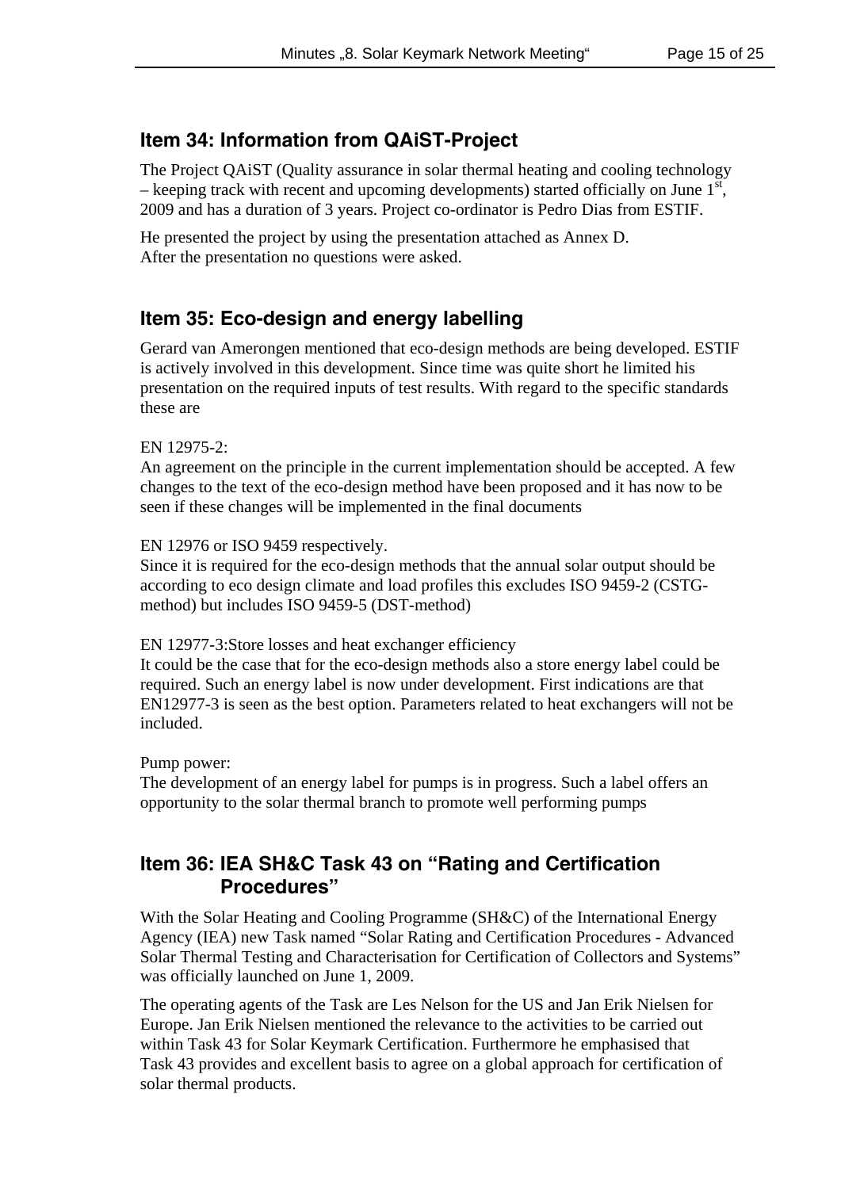## Item 34: Information from QAiST-Project

The Project QAiST (Quality assurance in solar thermal heating and cooling technology – keeping track with recent and upcoming developments) started officially on June 1st, 2009 and has a duration of 3 years. Project co-ordinator is Pedro Dias from ESTIF.

He presented the project by using the presentation attached as Annex D.
After the presentation no questions were asked.

## Item 35: Eco-design and energy labelling

Gerard van Amerongen mentioned that eco-design methods are being developed. ESTIF is actively involved in this development. Since time was quite short he limited his presentation on the required inputs of test results. With regard to the specific standards these are

EN 12975-2:
An agreement on the principle in the current implementation should be accepted. A few changes to the text of the eco-design method have been proposed and it has now to be seen if these changes will be implemented in the final documents

EN 12976 or ISO 9459 respectively.
Since it is required for the eco-design methods that the annual solar output should be according to eco design climate and load profiles this excludes ISO 9459-2 (CSTG-method) but includes ISO 9459-5 (DST-method)

EN 12977-3:Store losses and heat exchanger efficiency
It could be the case that for the eco-design methods also a store energy label could be required. Such an energy label is now under development. First indications are that EN12977-3 is seen as the best option. Parameters related to heat exchangers will not be included.

Pump power:
The development of an energy label for pumps is in progress. Such a label offers an opportunity to the solar thermal branch to promote well performing pumps

## Item 36: IEA SH&C Task 43 on "Rating and Certification Procedures"

With the Solar Heating and Cooling Programme (SH&C) of the International Energy Agency (IEA) new Task named "Solar Rating and Certification Procedures - Advanced Solar Thermal Testing and Characterisation for Certification of Collectors and Systems" was officially launched on June 1, 2009.

The operating agents of the Task are Les Nelson for the US and Jan Erik Nielsen for Europe. Jan Erik Nielsen mentioned the relevance to the activities to be carried out within Task 43 for Solar Keymark Certification. Furthermore he emphasised that Task 43 provides and excellent basis to agree on a global approach for certification of solar thermal products.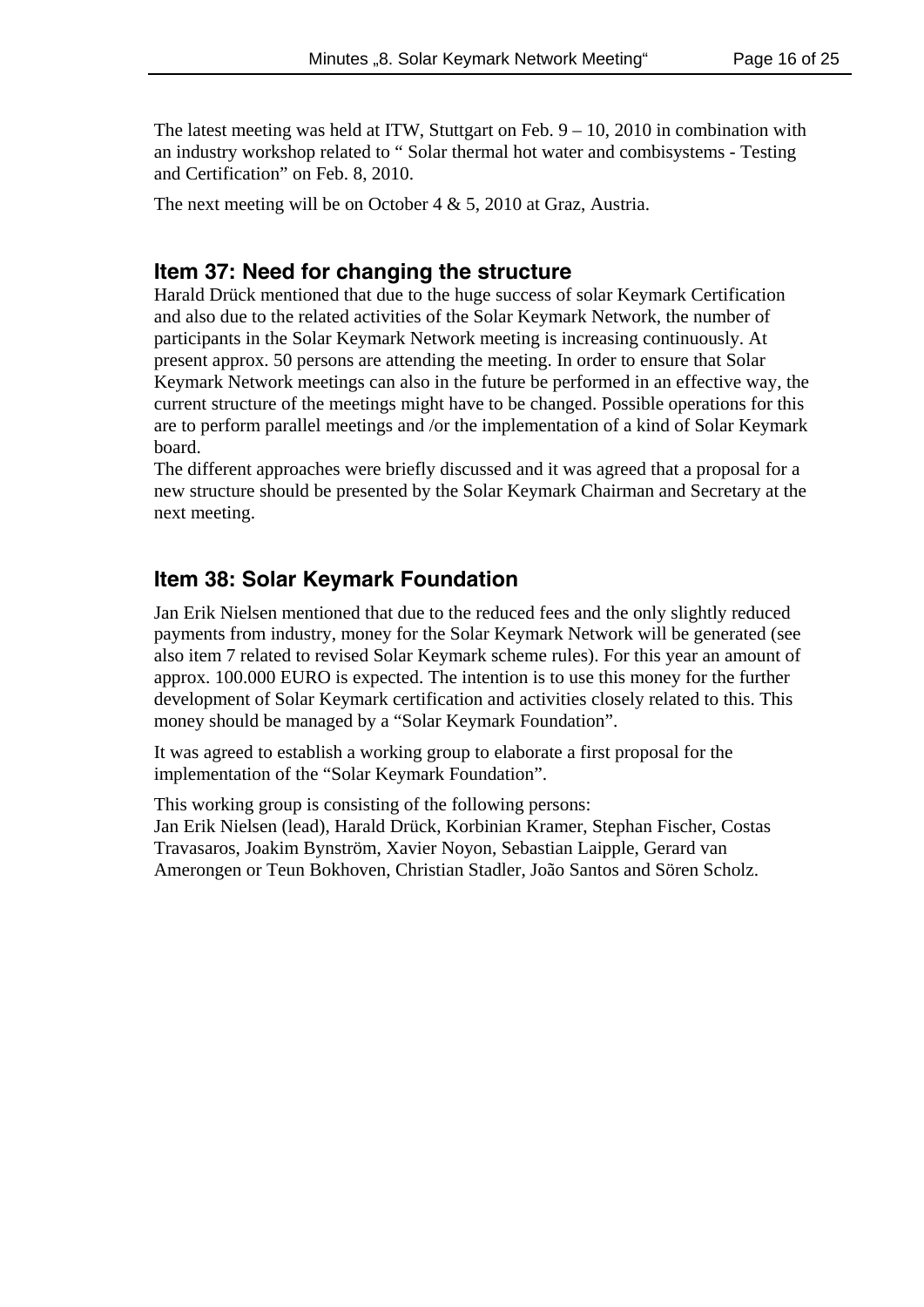The latest meeting was held at ITW, Stuttgart on Feb. 9 – 10, 2010 in combination with an industry workshop related to " Solar thermal hot water and combisystems - Testing and Certification" on Feb. 8, 2010.

The next meeting will be on October 4 & 5, 2010 at Graz, Austria.

## Item 37: Need for changing the structure

Harald Drück mentioned that due to the huge success of solar Keymark Certification and also due to the related activities of the Solar Keymark Network, the number of participants in the Solar Keymark Network meeting is increasing continuously. At present approx. 50 persons are attending the meeting. In order to ensure that Solar Keymark Network meetings can also in the future be performed in an effective way, the current structure of the meetings might have to be changed. Possible operations for this are to perform parallel meetings and /or the implementation of a kind of Solar Keymark board.

The different approaches were briefly discussed and it was agreed that a proposal for a new structure should be presented by the Solar Keymark Chairman and Secretary at the next meeting.

## Item 38: Solar Keymark Foundation

Jan Erik Nielsen mentioned that due to the reduced fees and the only slightly reduced payments from industry, money for the Solar Keymark Network will be generated (see also item 7 related to revised Solar Keymark scheme rules). For this year an amount of approx. 100.000 EURO is expected. The intention is to use this money for the further development of Solar Keymark certification and activities closely related to this. This money should be managed by a "Solar Keymark Foundation".

It was agreed to establish a working group to elaborate a first proposal for the implementation of the "Solar Keymark Foundation".

This working group is consisting of the following persons:
Jan Erik Nielsen (lead), Harald Drück, Korbinian Kramer, Stephan Fischer, Costas Travasaros, Joakim Bynström, Xavier Noyon, Sebastian Laipple, Gerard van Amerongen or Teun Bokhoven, Christian Stadler, João Santos and Sören Scholz.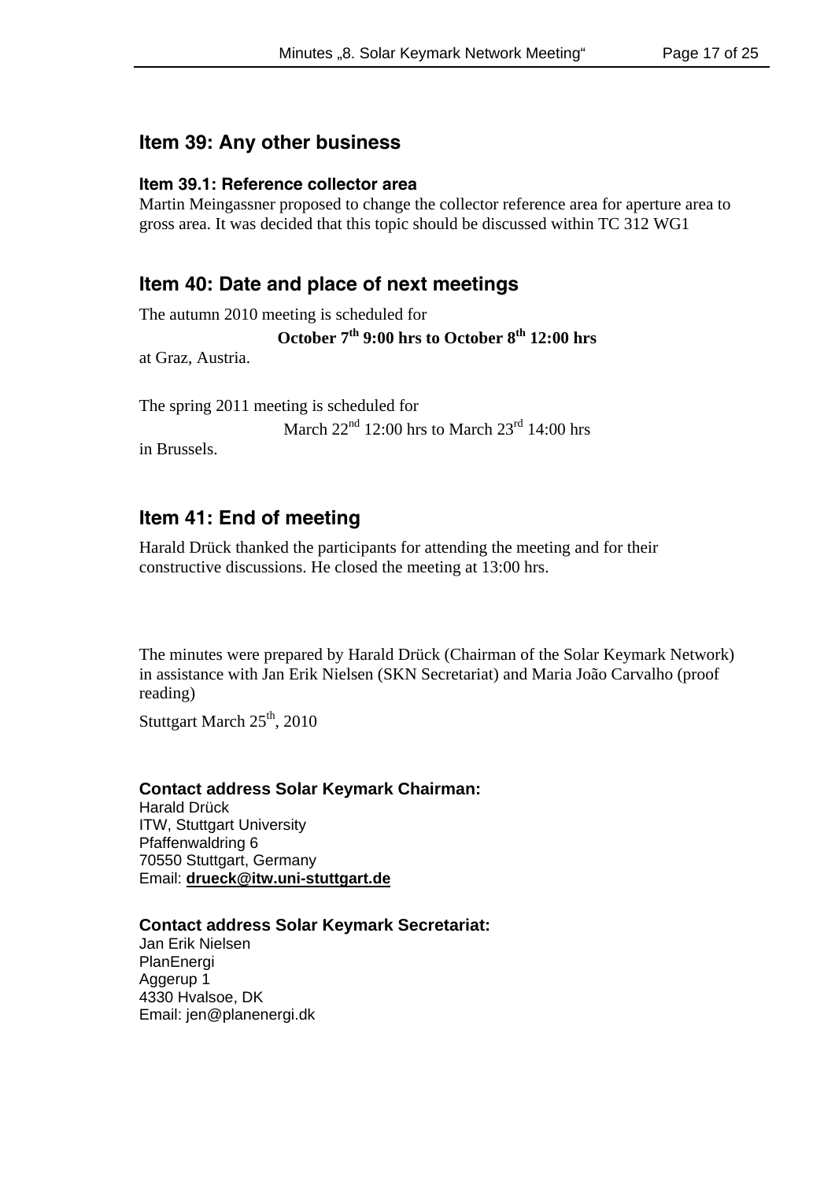## Item 39: Any other business

### Item 39.1: Reference collector area

Martin Meingassner proposed to change the collector reference area for aperture area to gross area. It was decided that this topic should be discussed within TC 312 WG1

## Item 40: Date and place of next meetings

The autumn 2010 meeting is scheduled for

**October 7$^{th}$ 9:00 hrs to October 8$^{th}$ 12:00 hrs**

at Graz, Austria.

The spring 2011 meeting is scheduled for

March 22$^{nd}$ 12:00 hrs to March 23$^{rd}$ 14:00 hrs

in Brussels.

## Item 41: End of meeting

Harald Drück thanked the participants for attending the meeting and for their constructive discussions. He closed the meeting at 13:00 hrs.

The minutes were prepared by Harald Drück (Chairman of the Solar Keymark Network) in assistance with Jan Erik Nielsen (SKN Secretariat) and Maria João Carvalho (proof reading)

Stuttgart March 25$^{th}$, 2010

**Contact address Solar Keymark Chairman:**
Harald Drück
ITW, Stuttgart University
Pfaffenwaldring 6
70550 Stuttgart, Germany
Email: **drueck@itw.uni-stuttgart.de**

**Contact address Solar Keymark Secretariat:**
Jan Erik Nielsen
PlanEnergi
Aggerup 1
4330 Hvalsoe, DK
Email: jen@planenergi.dk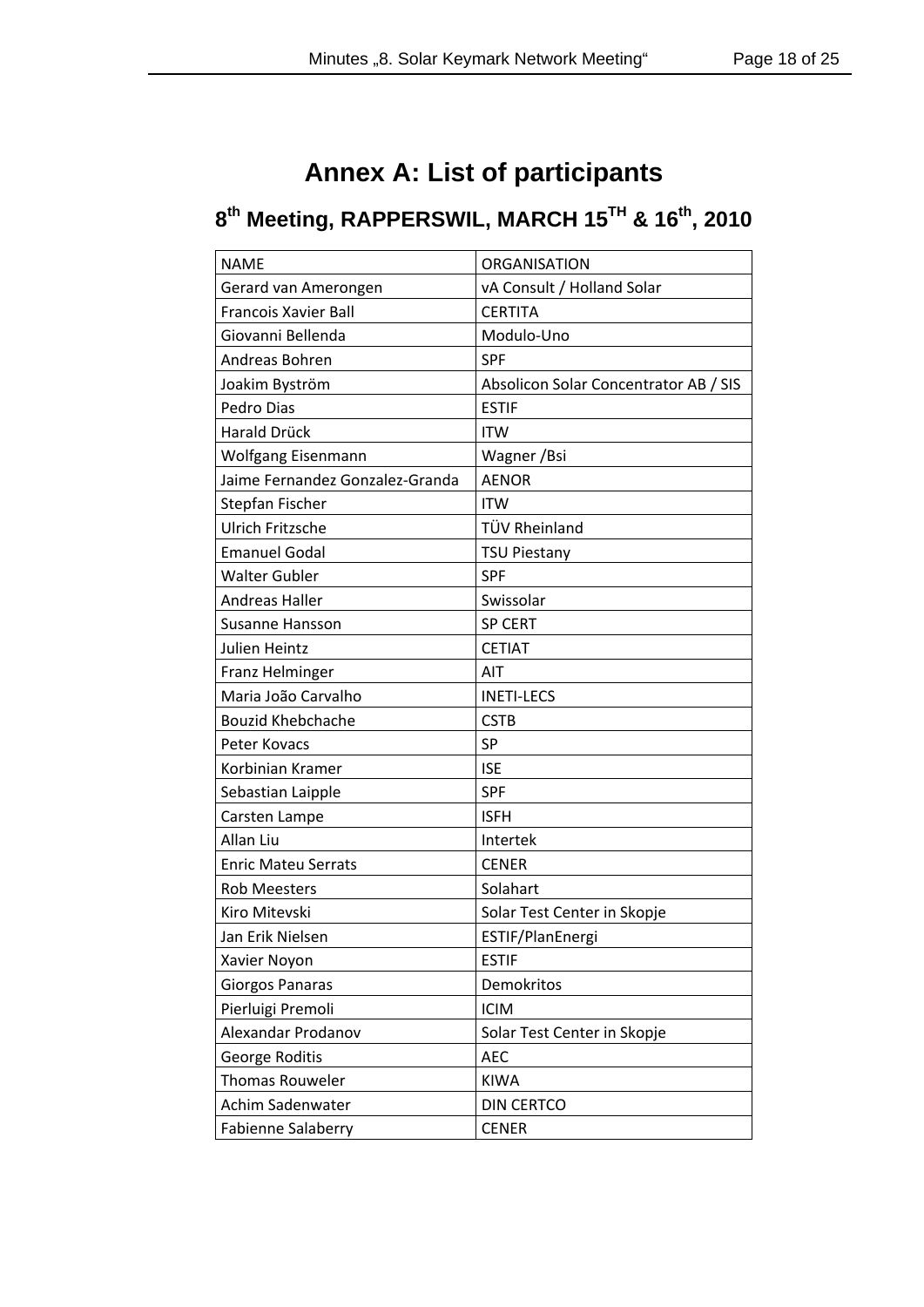# Annex A: List of participants

## 8th Meeting, RAPPERSWIL, MARCH 15TH & 16th, 2010

| NAME | ORGANISATION |
|---|---|
| Gerard van Amerongen | vA Consult / Holland Solar |
| Francois Xavier Ball | CERTITA |
| Giovanni Bellenda | Modulo-Uno |
| Andreas Bohren | SPF |
| Joakim Byström | Absolicon Solar Concentrator AB / SIS |
| Pedro Dias | ESTIF |
| Harald Drück | ITW |
| Wolfgang Eisenmann | Wagner /Bsi |
| Jaime Fernandez Gonzalez-Granda | AENOR |
| Stepfan Fischer | ITW |
| Ulrich Fritzsche | TÜV Rheinland |
| Emanuel Godal | TSU Piestany |
| Walter Gubler | SPF |
| Andreas Haller | Swissolar |
| Susanne Hansson | SP CERT |
| Julien Heintz | CETIAT |
| Franz Helminger | AIT |
| Maria João Carvalho | INETI-LECS |
| Bouzid Khebchache | CSTB |
| Peter Kovacs | SP |
| Korbinian Kramer | ISE |
| Sebastian Laipple | SPF |
| Carsten Lampe | ISFH |
| Allan Liu | Intertek |
| Enric Mateu Serrats | CENER |
| Rob Meesters | Solahart |
| Kiro Mitevski | Solar Test Center in Skopje |
| Jan Erik Nielsen | ESTIF/PlanEnergi |
| Xavier Noyon | ESTIF |
| Giorgos Panaras | Demokritos |
| Pierluigi Premoli | ICIM |
| Alexandar Prodanov | Solar Test Center in Skopje |
| George Roditis | AEC |
| Thomas Rouweler | KIWA |
| Achim Sadenwater | DIN CERTCO |
| Fabienne Salaberry | CENER |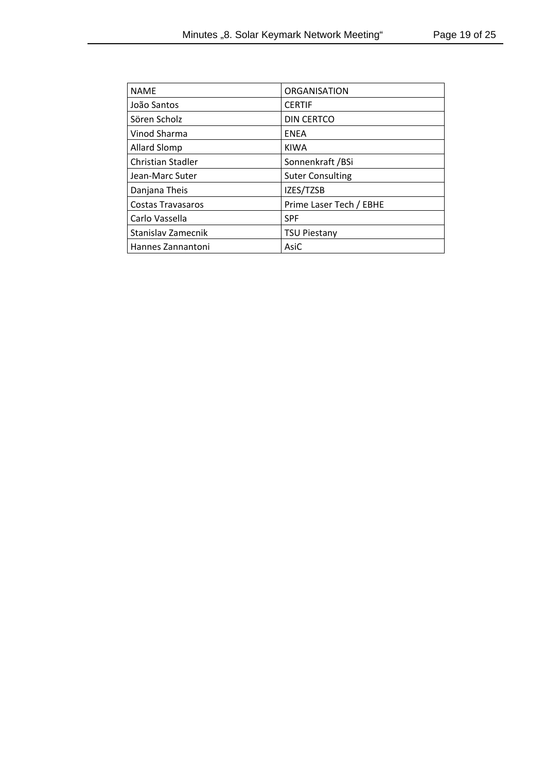| NAME | ORGANISATION |
|---|---|
| João Santos | CERTIF |
| Sören Scholz | DIN CERTCO |
| Vinod Sharma | ENEA |
| Allard Slomp | KIWA |
| Christian Stadler | Sonnenkraft /BSi |
| Jean-Marc Suter | Suter Consulting |
| Danjana Theis | IZES/TZSB |
| Costas Travasaros | Prime Laser Tech / EBHE |
| Carlo Vassella | SPF |
| Stanislav Zamecnik | TSU Piestany |
| Hannes Zannantoni | AsiC |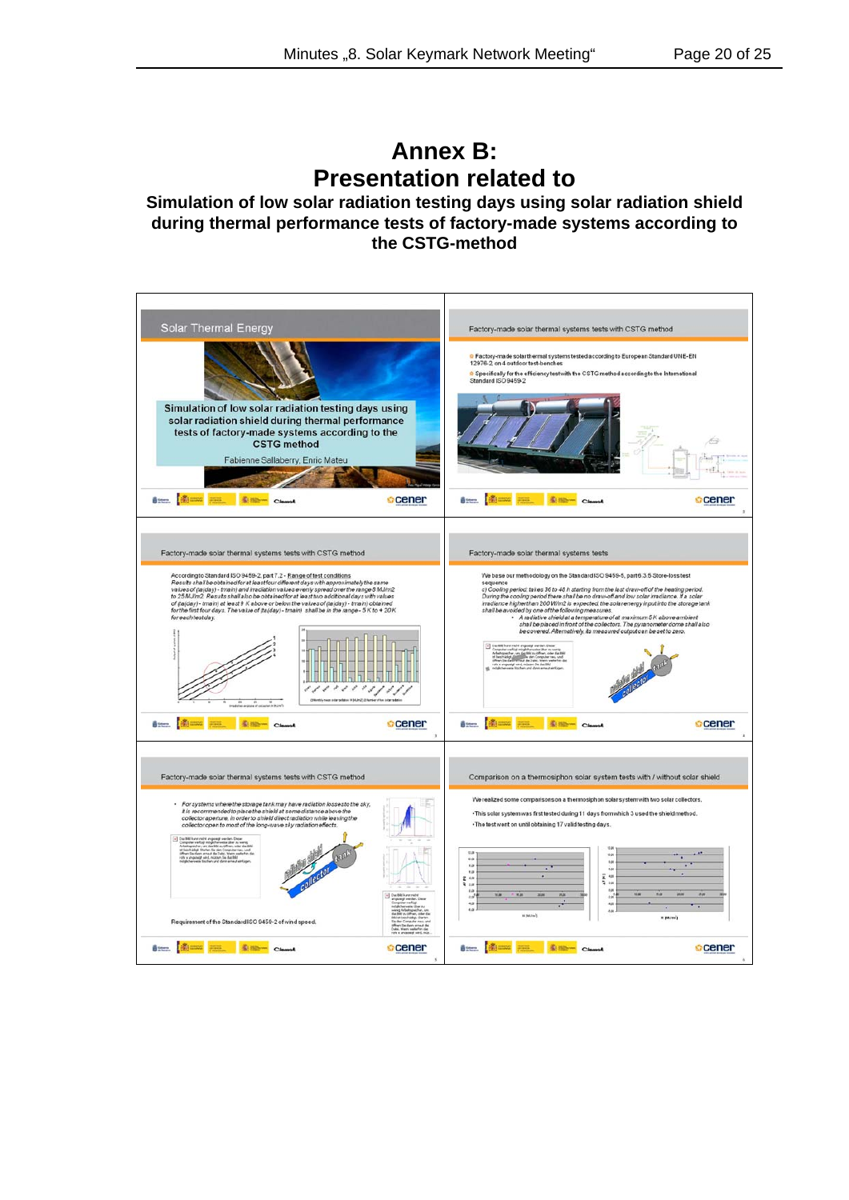# Annex B:
# Presentation related to

## Simulation of low solar radiation testing days using solar radiation shield during thermal performance tests of factory-made systems according to the CSTG-method

Solar Thermal Energy

Simulation of low solar radiation testing days using solar radiation shield during thermal performance tests of factory-made systems according to the CSTG method

Fabienne Sallaberry, Enric Mateu

---

Factory-made solar thermal systems tests with CSTG method

- Factory-made solar thermal systems tested according to European Standard UNE-EN 12976-2 on 4 outdoor test-benches
- Specifically for the efficiency test with the CSTG method according to the International Standard ISO 9459-2

---

Factory-made solar thermal systems tests with CSTG method

According to Standard ISO 9459-2, part 7.2 - Range of test conditions

*Results shall be obtained for at least four different days with approximately the same values of (ta(day) - tmain) and irradiation values evenly spread over the range 8 MJ/m2 to 25 MJ/m2. Results shall also be obtained for at least two additional days with values of (ta(day) - tmain) at least 9 K above or below the values of (ta(day) - tmain) obtained for the first four days. The value of (ta(day) - tmain) shall be in the range - 5 K to + 20K for each test day.*

---

Factory-made solar thermal systems tests

We base our methodology on the Standard ISO 9459-5, part 6.3.5 Store-loss test sequence

*c) Cooling period, takes 36 to 48 h starting from the last draw-off of the heating period. During the cooling period there shall be no draw-off and low solar irradiance. If a solar irradiance higher than 200 W/m2 is expected the solar energy input into the storage tank shall be avoided by one of the following measures.*

- *A radiative shield at a temperature of at maximum 5 K above ambient shall be placed in front of the collectors. The pyranometer dome shall also be covered. Alternatively, its measured output can be set to zero.*

---

Factory-made solar thermal systems tests with CSTG method

- *For systems where the storage tank may have radiation losses to the sky, it is recommended to place the shield at some distance above the collector aperture, in order to shield direct radiation while leaving the collector open to most of the long-wave sky radiation effects.*

Requirement of the Standard ISO 9459-2 of wind speed.

---

Comparison on a thermosiphon solar system tests with / without solar shield

We realized some comparisons on a thermosiphon solar system with two solar collectors.

- This solar system was first tested during 11 days from which 3 used the shield method.
- The test went on until obtaining 17 valid testing days.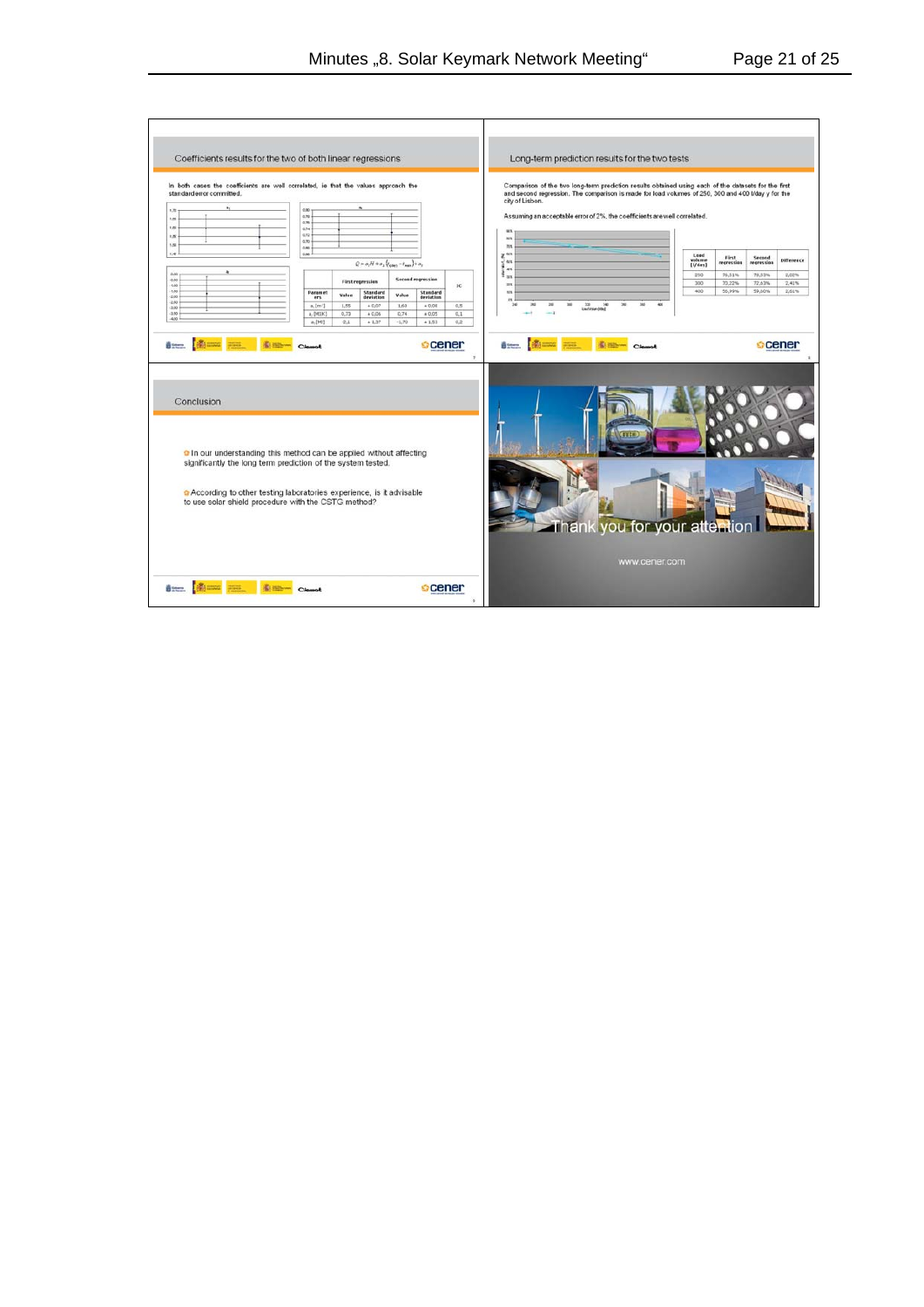## Coefficients results for the two of both linear regressions

In both cases the coefficients are well correlated, ie that the values approach the standard error committed.

$$Q = a_1 H + a_2 (t_{(day)} - t_{main}) + a_3$$

| Parameters | First regression | | Second regression | | |
|---|---|---|---|---|---|
| | Value | Standard deviation | Value | Standard deviation | IC |
| $a_1$ [m²] | 1,55 | ± 0,07 | 1,63 | ± 0,06 | 0,5 |
| $a_2$ [MJ/K] | 0,73 | ± 0,06 | 0,74 | ± 0,05 | 0,1 |
| $a_3$ [MJ] | 0,1 | ± 1,37 | -1,70 | ± 1,51 | 0,2 |

## Long-term prediction results for the two tests

Comparison of the two long-term prediction results obtained using each of the datasets for the first and second regression. The comparison is made for load volumes of 250, 300 and 400 l/day y for the city of Lisbon.

Assuming an acceptable error of 2%, the coefficients are well correlated.

| Load volume [l/day] | First regression | Second regression | Difference |
|---|---|---|---|
| 250 | 76,31% | 78,33% | 2,02% |
| 300 | 70,22% | 72,63% | 2,41% |
| 400 | 56,99% | 59,60% | 2,61% |

## Conclusion

- In our understanding this method can be applied without affecting significantly the long term prediction of the system tested.
- According to other testing laboratories experience, is it advisable to use solar shield procedure with the CSTG method?

Thank you for your attention

www.cener.com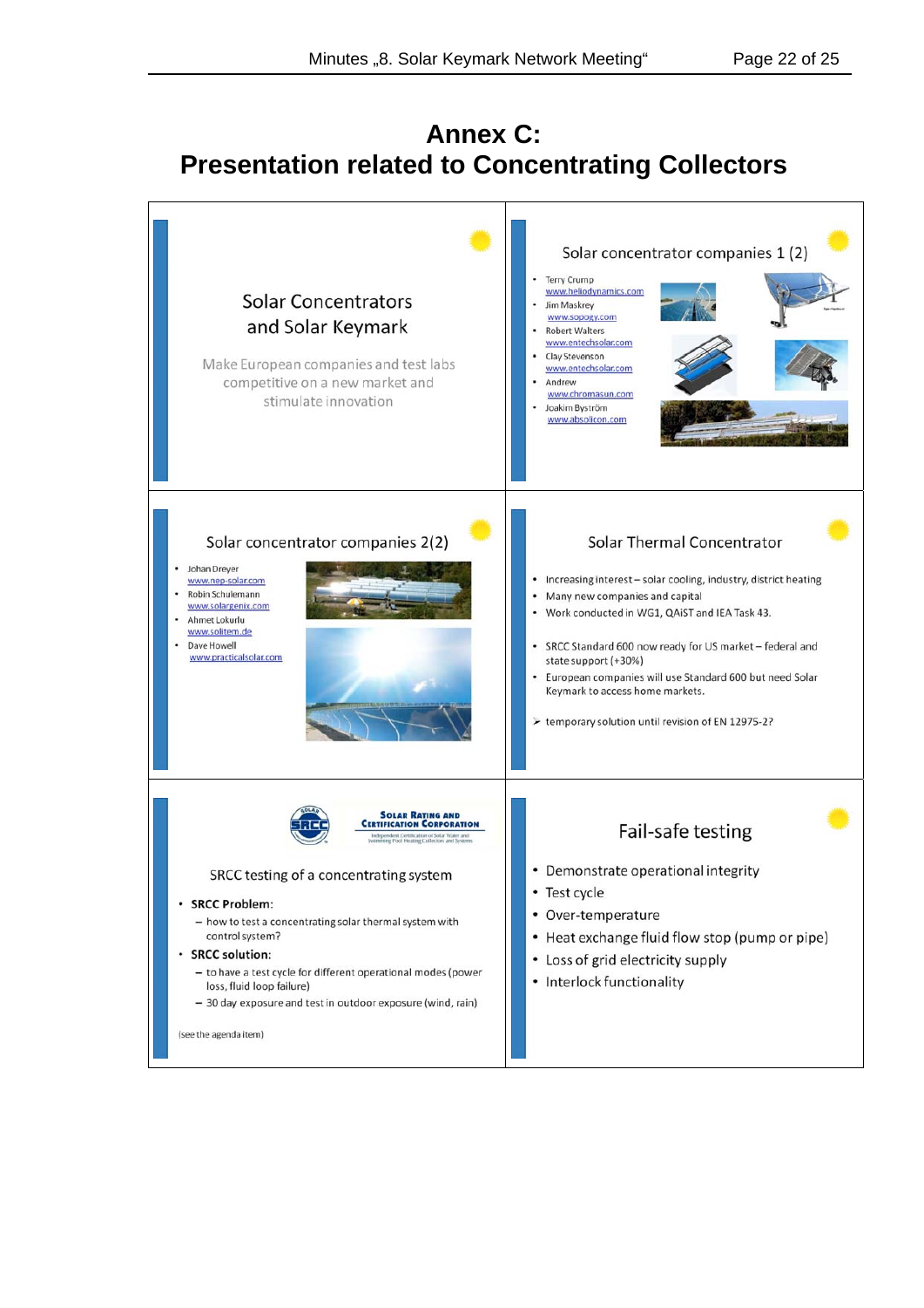# Annex C:
# Presentation related to Concentrating Collectors

## Solar Concentrators and Solar Keymark

Make European companies and test labs competitive on a new market and stimulate innovation

## Solar concentrator companies 1 (2)

- Terry Crump
  www.heliodynamics.com
- Jim Maskrey
  www.sopogy.com
- Robert Walters
  www.entechsolar.com
- Clay Stevenson
  www.entechsolar.com
- Andrew
  www.chromasun.com
- Joakim Byström
  www.absolicon.com

## Solar concentrator companies 2(2)

- Johan Dreyer
  www.nep-solar.com
- Robin Schulemann
  www.solargenix.com
- Ahmet Lokurlu
  www.solitem.de
- Dave Howell
  www.practicalsolar.com

## Solar Thermal Concentrator

- Increasing interest – solar cooling, industry, district heating
- Many new companies and capital
- Work conducted in WG1, QAiST and IEA Task 43.

- SRCC Standard 600 now ready for US market – federal and state support (+30%)
- European companies will use Standard 600 but need Solar Keymark to access home markets.

➢ temporary solution until revision of EN 12975-2?

## SRCC testing of a concentrating system

SOLAR RATING AND CERTIFICATION CORPORATION
Independent Certification of Solar Water and Swimming Pool Heating Collectors and Systems

- **SRCC Problem:**
  - how to test a concentrating solar thermal system with control system?
- **SRCC solution:**
  - to have a test cycle for different operational modes (power loss, fluid loop failure)
  - 30 day exposure and test in outdoor exposure (wind, rain)

(see the agenda item)

## Fail-safe testing

- Demonstrate operational integrity
- Test cycle
- Over-temperature
- Heat exchange fluid flow stop (pump or pipe)
- Loss of grid electricity supply
- Interlock functionality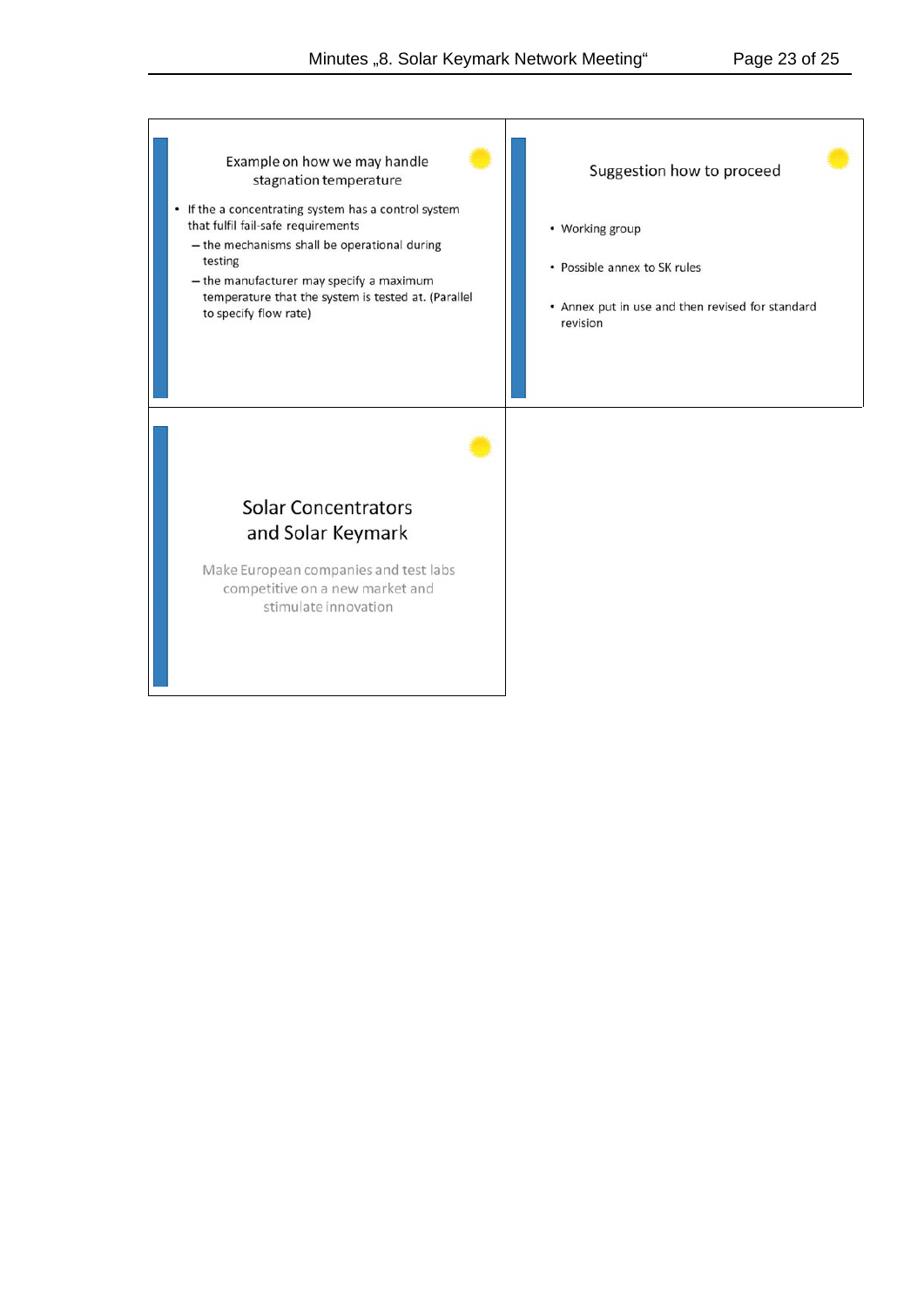### Example on how we may handle stagnation temperature

- If the a concentrating system has a control system that fulfil fail-safe requirements
  - the mechanisms shall be operational during testing
  - the manufacturer may specify a maximum temperature that the system is tested at. (Parallel to specify flow rate)

### Suggestion how to proceed

- Working group
- Possible annex to SK rules
- Annex put in use and then revised for standard revision

### Solar Concentrators and Solar Keymark

Make European companies and test labs competitive on a new market and stimulate innovation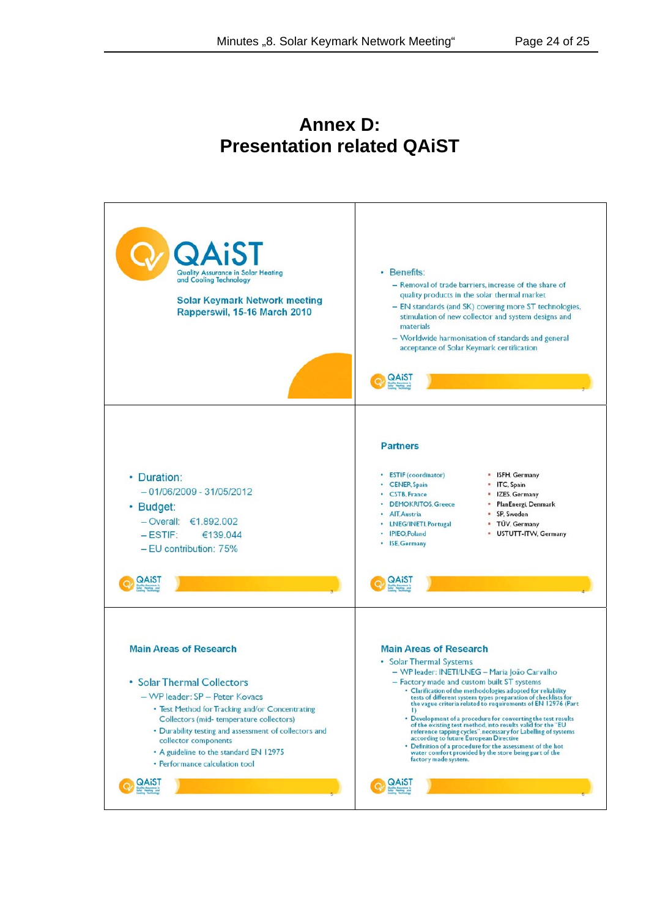# Annex D:
# Presentation related QAiST

QAiST
Quality Assurance in Solar Heating and Cooling Technology

**Solar Keymark Network meeting**
**Rapperswil, 15-16 March 2010**

---

- Benefits:
  - Removal of trade barriers, increase of the share of quality products in the solar thermal market
  - EN standards (and SK) covering more ST technologies, stimulation of new collector and system designs and materials
  - Worldwide harmonisation of standards and general acceptance of Solar Keymark certification

---

- Duration:
  - 01/06/2009 - 31/05/2012
- Budget:
  - Overall: €1.892.002
  - ESTIF: €139.044
  - EU contribution: 75%

---

**Partners**

- ESTIF (coordinator)
- CENER, Spain
- CSTB, France
- DEMOKRITOS, Greece
- AIT, Austria
- LNEG/INETI, Portugal
- IPIEO, Poland
- ISE, Germany
- ISFH, Germany
- ITC, Spain
- IZES, Germany
- PlanEnergi, Denmark
- SP, Sweden
- TÜV, Germany
- USTUTT-ITW, Germany

---

**Main Areas of Research**

- Solar Thermal Collectors
  - WP leader: SP – Peter Kovacs
    - Test Method for Tracking and/or Concentrating Collectors (mid- temperature collectors)
    - Durability testing and assessment of collectors and collector components
    - A guideline to the standard EN 12975
    - Performance calculation tool

---

**Main Areas of Research**

- Solar Thermal Systems
  - WP leader: INETI/LNEG – Maria João Carvalho
  - Factory made and custom built ST systems
    - Clarification of the methodologies adopted for reliability tests of different system types preparation of checklists for the vague criteria related to requirements of EN 12976 (Part I)
    - Development of a procedure for converting the test results of the existing test method, into results valid for the "EU reference tapping cycles", necessary for Labelling of systems according to future European Directive
    - Definition of a procedure for the assessment of the hot water comfort provided by the store being part of the factory made system.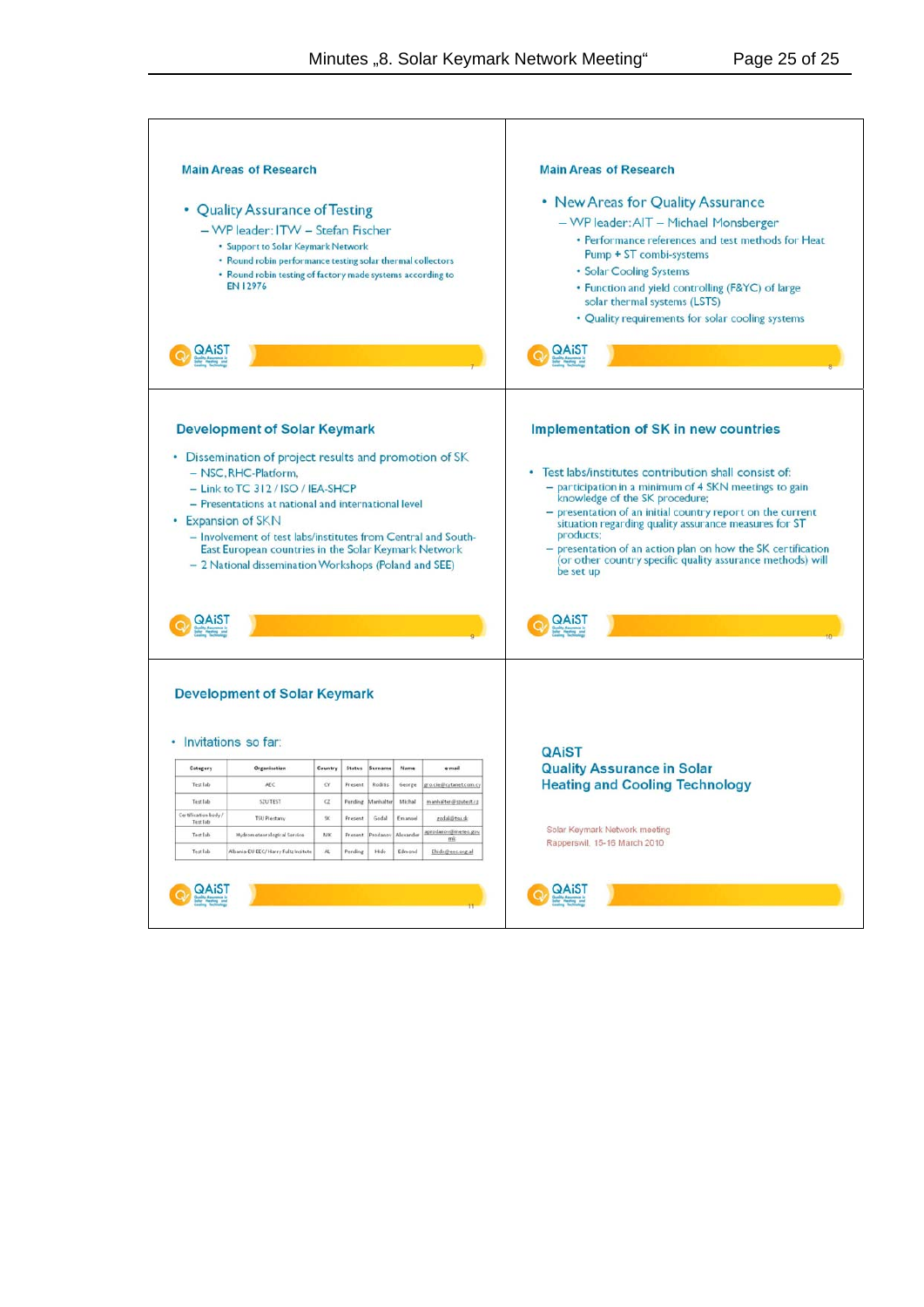## Main Areas of Research

- Quality Assurance of Testing
  - WP leader: ITW – Stefan Fischer
    - Support to Solar Keymark Network
    - Round robin performance testing solar thermal collectors
    - Round robin testing of factory made systems according to EN 12976

QAiST

7

## Main Areas of Research

- New Areas for Quality Assurance
  - WP leader: AIT – Michael Monsberger
    - Performance references and test methods for Heat Pump + ST combi-systems
    - Solar Cooling Systems
    - Function and yield controlling (F&YC) of large solar thermal systems (LSTS)
    - Quality requirements for solar cooling systems

QAiST

8

## Development of Solar Keymark

- Dissemination of project results and promotion of SK
  - NSC, RHC-Platform,
  - Link to TC 312 / ISO / IEA-SHCP
  - Presentations at national and international level
- Expansion of SKN
  - Involvement of test labs/institutes from Central and South-East European countries in the Solar Keymark Network
  - 2 National dissemination Workshops (Poland and SEE)

QAiST

9

## Implementation of SK in new countries

- Test labs/institutes contribution shall consist of:
  - participation in a minimum of 4 SKN meetings to gain knowledge of the SK procedure;
  - presentation of an initial country report on the current situation regarding quality assurance measures for ST products;
  - presentation of an action plan on how the SK certification (or other country specific quality assurance methods) will be set up

QAiST

10

## Development of Solar Keymark

- Invitations so far:

| Category | Organisation | Country | Status | Surname | Name | e-mail |
|---|---|---|---|---|---|---|
| Test lab | AEC | CY | Present | Roditis | George | g.rodis@cytanet.com.cy |
| Test lab | SZUTEST | CZ | Pending | Manhalter | Michal | manhalter@szutest.cz |
| Certification body / Test lab | TSU Piestany | SK | Present | Godal | Emanuel | godal@tsu.sk |
| Test lab | Hydrometeorological Service | MK | Present | Prodanov | Alexander | aprodanov@meteo.gov.mk |
| Test lab | Albania-EU EEC/ Harry Fultz Institute | AL | Pending | Hido | Edmond | Ehido@eec.org.al |

QAiST

11

## QAiST
## Quality Assurance in Solar Heating and Cooling Technology

Solar Keymark Network meeting
Rapperswil, 15-16 March 2010

QAiST